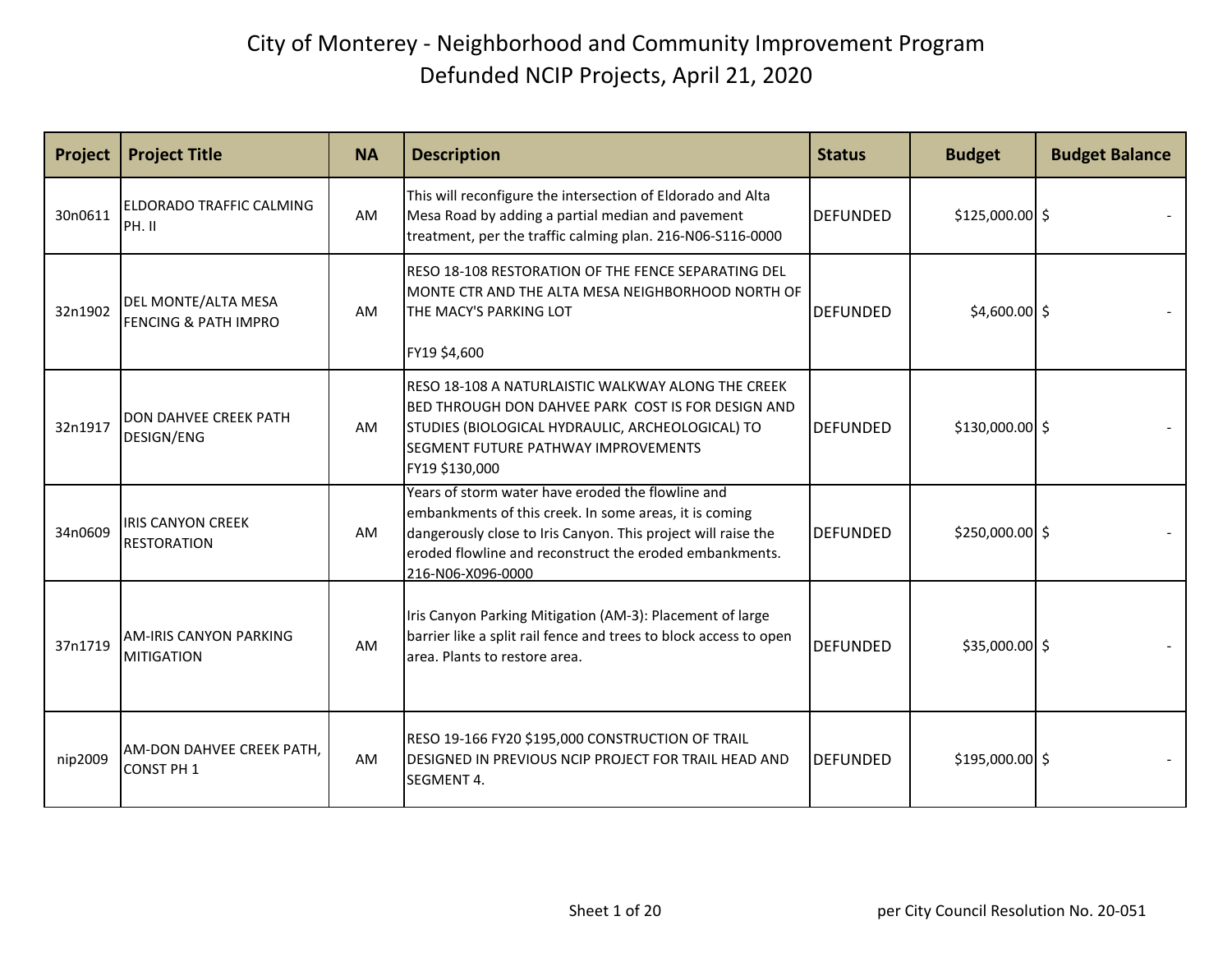# City of Monterey - Neighborhood and Community Improvement Program
## Defunded NCIP Projects, April 21, 2020

| Project | Project Title | NA | Description | Status | Budget | Budget Balance |
|---|---|---|---|---|---|---|
| 30n0611 | ELDORADO TRAFFIC CALMING PH. II | AM | This will reconfigure the intersection of Eldorado and Alta Mesa Road by adding a partial median and pavement treatment, per the traffic calming plan. 216-N06-S116-0000 | DEFUNDED | $125,000.00 | $ - |
| 32n1902 | DEL MONTE/ALTA MESA FENCING & PATH IMPRO | AM | RESO 18-108 RESTORATION OF THE FENCE SEPARATING DEL MONTE CTR AND THE ALTA MESA NEIGHBORHOOD NORTH OF THE MACY'S PARKING LOT<br><br>FY19 $4,600 | DEFUNDED | $4,600.00 | $ - |
| 32n1917 | DON DAHVEE CREEK PATH DESIGN/ENG | AM | RESO 18-108 A NATURLAISTIC WALKWAY ALONG THE CREEK BED THROUGH DON DAHVEE PARK COST IS FOR DESIGN AND STUDIES (BIOLOGICAL HYDRAULIC, ARCHEOLOGICAL) TO SEGMENT FUTURE PATHWAY IMPROVEMENTS<br>FY19 $130,000 | DEFUNDED | $130,000.00 | $ - |
| 34n0609 | IRIS CANYON CREEK RESTORATION | AM | Years of storm water have eroded the flowline and embankments of this creek. In some areas, it is coming dangerously close to Iris Canyon. This project will raise the eroded flowline and reconstruct the eroded embankments. 216-N06-X096-0000 | DEFUNDED | $250,000.00 | $ - |
| 37n1719 | AM-IRIS CANYON PARKING MITIGATION | AM | Iris Canyon Parking Mitigation (AM-3): Placement of large barrier like a split rail fence and trees to block access to open area. Plants to restore area. | DEFUNDED | $35,000.00 | $ - |
| nip2009 | AM-DON DAHVEE CREEK PATH, CONST PH 1 | AM | RESO 19-166 FY20 $195,000 CONSTRUCTION OF TRAIL DESIGNED IN PREVIOUS NCIP PROJECT FOR TRAIL HEAD AND SEGMENT 4. | DEFUNDED | $195,000.00 | $ - |

per City Council Resolution No. 20-051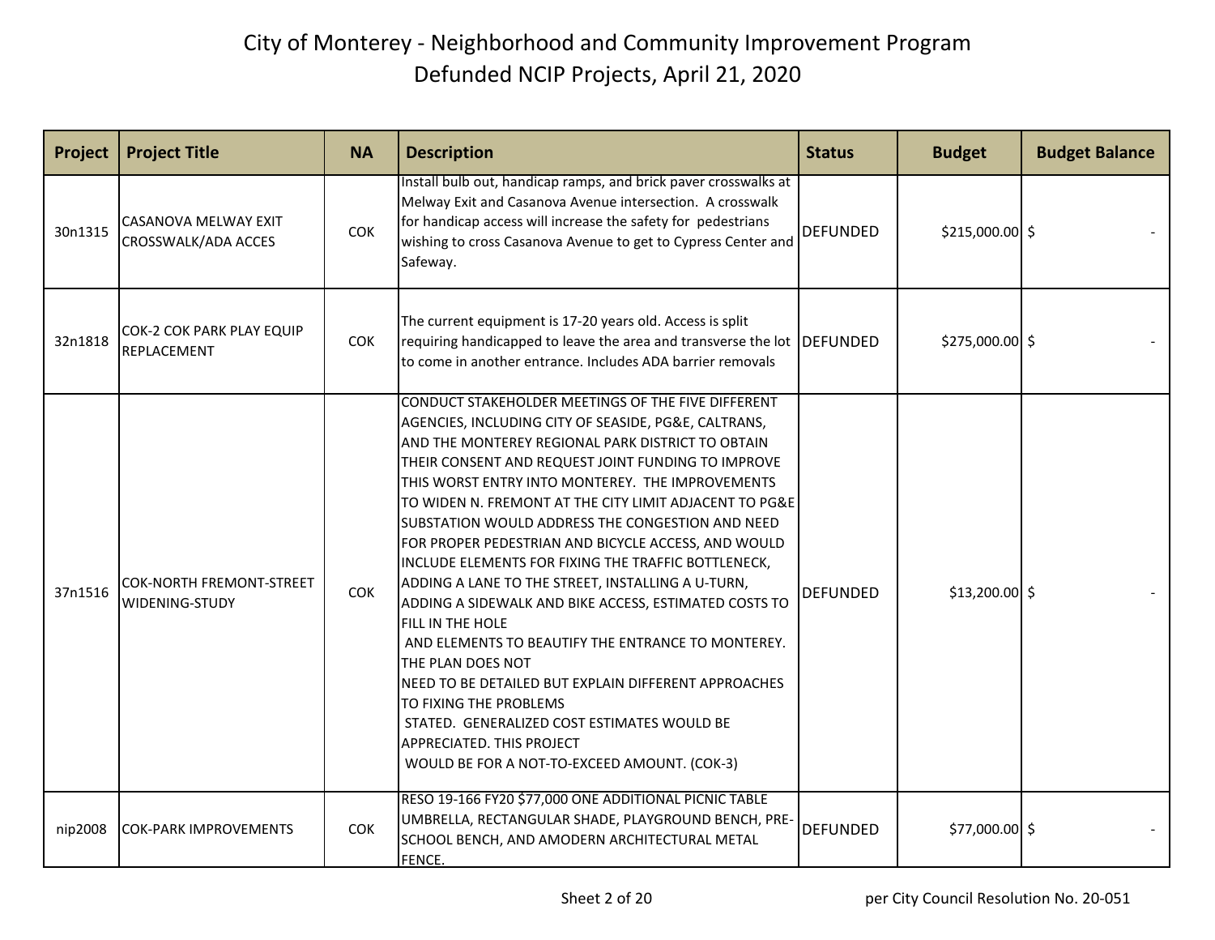# City of Monterey - Neighborhood and Community Improvement Program
## Defunded NCIP Projects, April 21, 2020

| Project | Project Title | NA | Description | Status | Budget | Budget Balance |
|---|---|---|---|---|---|---|
| 30n1315 | CASANOVA MELWAY EXIT CROSSWALK/ADA ACCES | COK | Install bulb out, handicap ramps, and brick paver crosswalks at Melway Exit and Casanova Avenue intersection. A crosswalk for handicap access will increase the safety for pedestrians wishing to cross Casanova Avenue to get to Cypress Center and Safeway. | DEFUNDED | $215,000.00 | $ - |
| 32n1818 | COK-2 COK PARK PLAY EQUIP REPLACEMENT | COK | The current equipment is 17-20 years old. Access is split requiring handicapped to leave the area and transverse the lot to come in another entrance. Includes ADA barrier removals | DEFUNDED | $275,000.00 | $ - |
| 37n1516 | COK-NORTH FREMONT-STREET WIDENING-STUDY | COK | CONDUCT STAKEHOLDER MEETINGS OF THE FIVE DIFFERENT AGENCIES, INCLUDING CITY OF SEASIDE, PG&E, CALTRANS, AND THE MONTEREY REGIONAL PARK DISTRICT TO OBTAIN THEIR CONSENT AND REQUEST JOINT FUNDING TO IMPROVE THIS WORST ENTRY INTO MONTEREY. THE IMPROVEMENTS TO WIDEN N. FREMONT AT THE CITY LIMIT ADJACENT TO PG&E SUBSTATION WOULD ADDRESS THE CONGESTION AND NEED FOR PROPER PEDESTRIAN AND BICYCLE ACCESS, AND WOULD INCLUDE ELEMENTS FOR FIXING THE TRAFFIC BOTTLENECK, ADDING A LANE TO THE STREET, INSTALLING A U-TURN, ADDING A SIDEWALK AND BIKE ACCESS, ESTIMATED COSTS TO FILL IN THE HOLE AND ELEMENTS TO BEAUTIFY THE ENTRANCE TO MONTEREY. THE PLAN DOES NOT NEED TO BE DETAILED BUT EXPLAIN DIFFERENT APPROACHES TO FIXING THE PROBLEMS STATED. GENERALIZED COST ESTIMATES WOULD BE APPRECIATED. THIS PROJECT WOULD BE FOR A NOT-TO-EXCEED AMOUNT. (COK-3) | DEFUNDED | $13,200.00 | $ - |
| nip2008 | COK-PARK IMPROVEMENTS | COK | RESO 19-166 FY20 $77,000 ONE ADDITIONAL PICNIC TABLE UMBRELLA, RECTANGULAR SHADE, PLAYGROUND BENCH, PRE-SCHOOL BENCH, AND AMODERN ARCHITECTURAL METAL FENCE. | DEFUNDED | $77,000.00 | $ - |

per City Council Resolution No. 20-051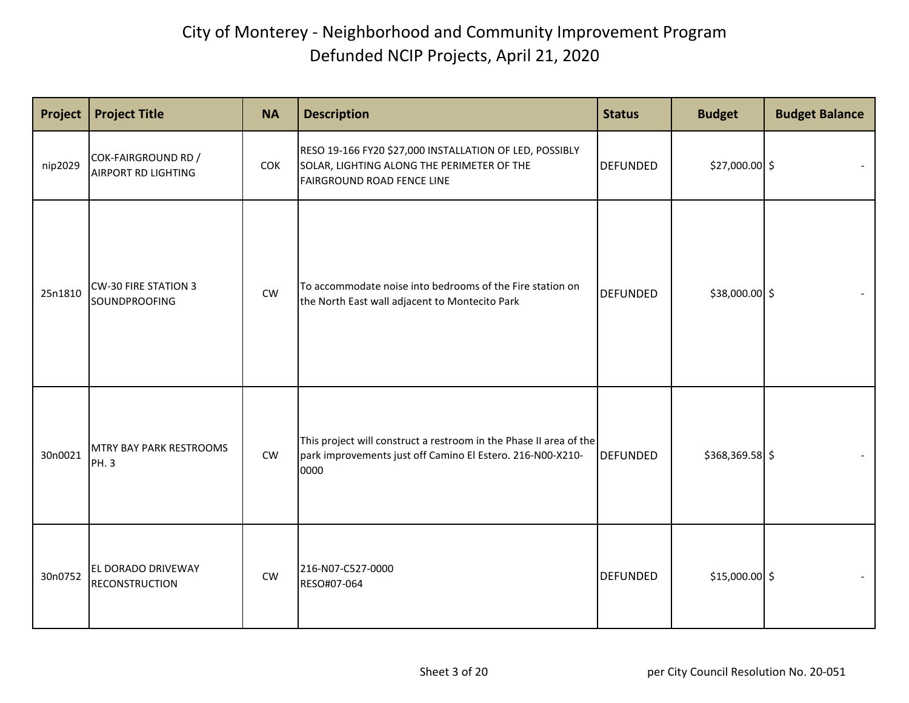# City of Monterey - Neighborhood and Community Improvement Program
## Defunded NCIP Projects, April 21, 2020

| Project | Project Title | NA | Description | Status | Budget | Budget Balance |
|---|---|---|---|---|---|---|
| nip2029 | COK-FAIRGROUND RD / AIRPORT RD LIGHTING | COK | RESO 19-166 FY20 $27,000 INSTALLATION OF LED, POSSIBLY SOLAR, LIGHTING ALONG THE PERIMETER OF THE FAIRGROUND ROAD FENCE LINE | DEFUNDED | $27,000.00 | $ - |
| 25n1810 | CW-30 FIRE STATION 3 SOUNDPROOFING | CW | To accommodate noise into bedrooms of the Fire station on the North East wall adjacent to Montecito Park | DEFUNDED | $38,000.00 | $ - |
| 30n0021 | MTRY BAY PARK RESTROOMS PH. 3 | CW | This project will construct a restroom in the Phase II area of the park improvements just off Camino El Estero. 216-N00-X210-0000 | DEFUNDED | $368,369.58 | $ - |
| 30n0752 | EL DORADO DRIVEWAY RECONSTRUCTION | CW | 216-N07-C527-0000 RESO#07-064 | DEFUNDED | $15,000.00 | $ - |

per City Council Resolution No. 20-051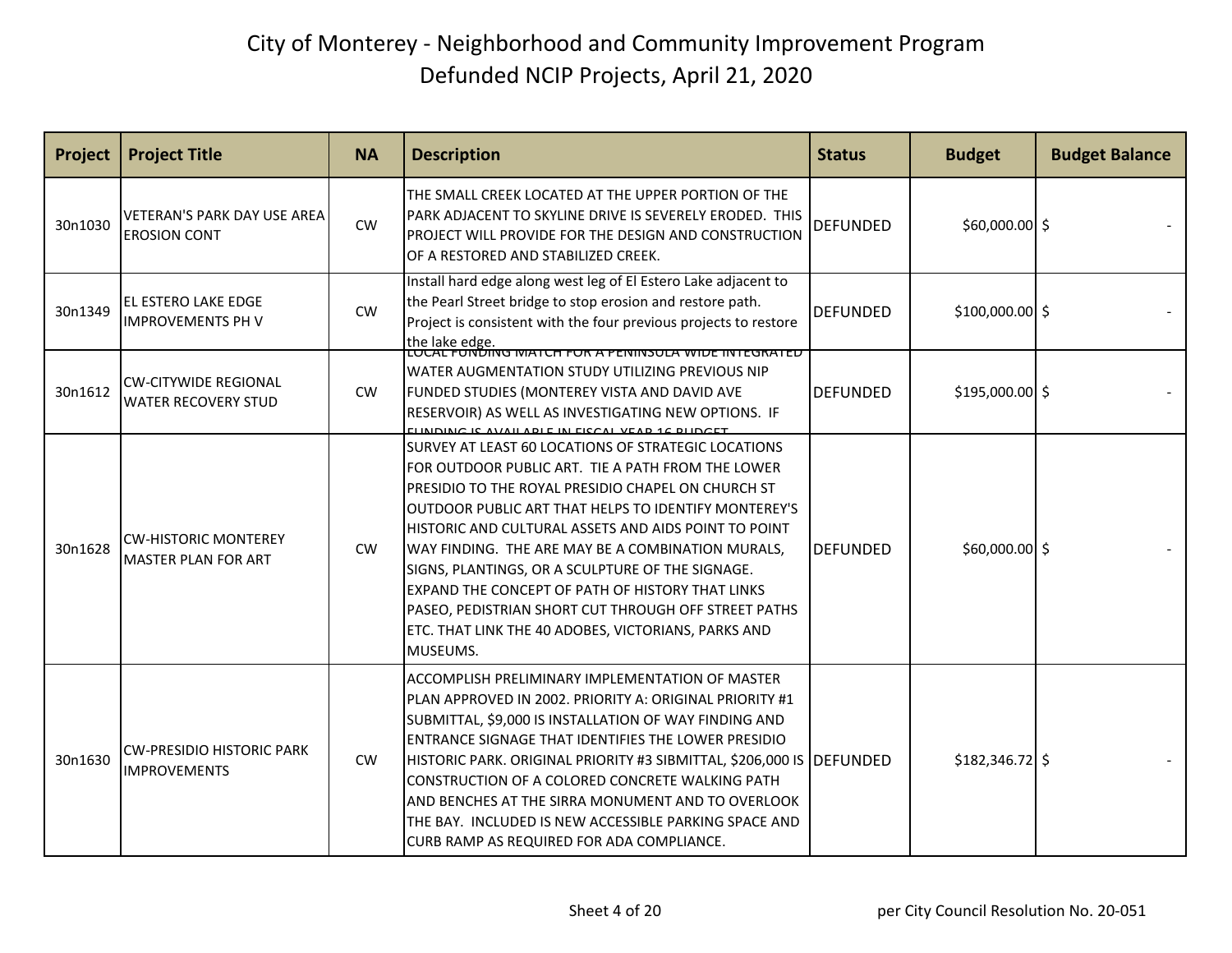# City of Monterey - Neighborhood and Community Improvement Program
# Defunded NCIP Projects, April 21, 2020

| Project | Project Title | NA | Description | Status | Budget | Budget Balance |
|---|---|---|---|---|---|---|
| 30n1030 | VETERAN'S PARK DAY USE AREA EROSION CONT | CW | THE SMALL CREEK LOCATED AT THE UPPER PORTION OF THE PARK ADJACENT TO SKYLINE DRIVE IS SEVERELY ERODED. THIS PROJECT WILL PROVIDE FOR THE DESIGN AND CONSTRUCTION OF A RESTORED AND STABILIZED CREEK. | DEFUNDED | $60,000.00 | $ - |
| 30n1349 | EL ESTERO LAKE EDGE IMPROVEMENTS PH V | CW | Install hard edge along west leg of El Estero Lake adjacent to the Pearl Street bridge to stop erosion and restore path. Project is consistent with the four previous projects to restore the lake edge. | DEFUNDED | $100,000.00 | $ - |
| 30n1612 | CW-CITYWIDE REGIONAL WATER RECOVERY STUD | CW | LOCAL FUNDING MATCH FOR A PENINSULA WIDE INTEGRATED WATER AUGMENTATION STUDY UTILIZING PREVIOUS NIP FUNDED STUDIES (MONTEREY VISTA AND DAVID AVE RESERVOIR) AS WELL AS INVESTIGATING NEW OPTIONS. IF FUNDING IS AVAILABLE IN FISCAL YEAR 16 BUDGET | DEFUNDED | $195,000.00 | $ - |
| 30n1628 | CW-HISTORIC MONTEREY MASTER PLAN FOR ART | CW | SURVEY AT LEAST 60 LOCATIONS OF STRATEGIC LOCATIONS FOR OUTDOOR PUBLIC ART. TIE A PATH FROM THE LOWER PRESIDIO TO THE ROYAL PRESIDIO CHAPEL ON CHURCH ST OUTDOOR PUBLIC ART THAT HELPS TO IDENTIFY MONTEREY'S HISTORIC AND CULTURAL ASSETS AND AIDS POINT TO POINT WAY FINDING. THE ARE MAY BE A COMBINATION MURALS, SIGNS, PLANTINGS, OR A SCULPTURE OF THE SIGNAGE. EXPAND THE CONCEPT OF PATH OF HISTORY THAT LINKS PASEO, PEDISTRIAN SHORT CUT THROUGH OFF STREET PATHS ETC. THAT LINK THE 40 ADOBES, VICTORIANS, PARKS AND MUSEUMS. | DEFUNDED | $60,000.00 | $ - |
| 30n1630 | CW-PRESIDIO HISTORIC PARK IMPROVEMENTS | CW | ACCOMPLISH PRELIMINARY IMPLEMENTATION OF MASTER PLAN APPROVED IN 2002. PRIORITY A: ORIGINAL PRIORITY #1 SUBMITTAL, $9,000 IS INSTALLATION OF WAY FINDING AND ENTRANCE SIGNAGE THAT IDENTIFIES THE LOWER PRESIDIO HISTORIC PARK. ORIGINAL PRIORITY #3 SIBMITTAL, $206,000 IS CONSTRUCTION OF A COLORED CONCRETE WALKING PATH AND BENCHES AT THE SIRRA MONUMENT AND TO OVERLOOK THE BAY. INCLUDED IS NEW ACCESSIBLE PARKING SPACE AND CURB RAMP AS REQUIRED FOR ADA COMPLIANCE. | DEFUNDED | $182,346.72 | $ - |

per City Council Resolution No. 20-051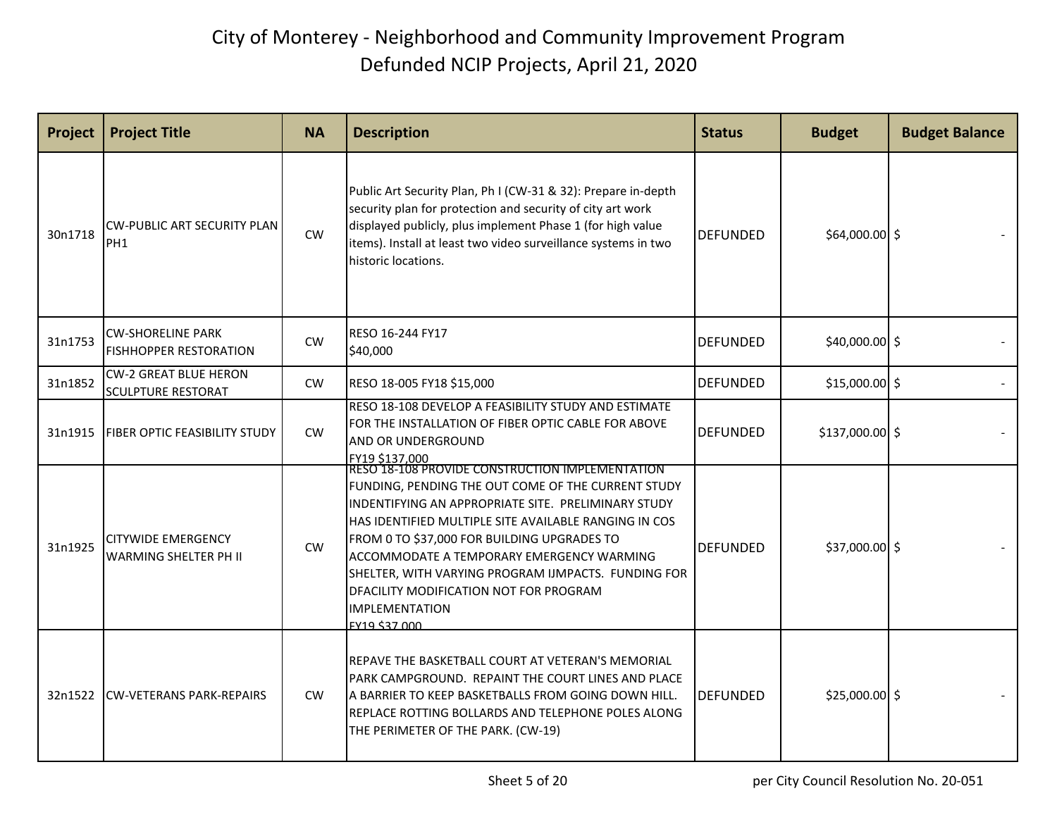# City of Monterey - Neighborhood and Community Improvement Program
## Defunded NCIP Projects, April 21, 2020

| Project | Project Title | NA | Description | Status | Budget | Budget Balance |
|---|---|---|---|---|---|---|
| 30n1718 | CW-PUBLIC ART SECURITY PLAN PH1 | CW | Public Art Security Plan, Ph I (CW-31 & 32): Prepare in-depth security plan for protection and security of city art work displayed publicly, plus implement Phase 1 (for high value items). Install at least two video surveillance systems in two historic locations. | DEFUNDED | $64,000.00 | $ - |
| 31n1753 | CW-SHORELINE PARK FISHHOPPER RESTORATION | CW | RESO 16-244 FY17 $40,000 | DEFUNDED | $40,000.00 | $ - |
| 31n1852 | CW-2 GREAT BLUE HERON SCULPTURE RESTORAT | CW | RESO 18-005 FY18 $15,000 | DEFUNDED | $15,000.00 | $ - |
| 31n1915 | FIBER OPTIC FEASIBILITY STUDY | CW | RESO 18-108 DEVELOP A FEASIBILITY STUDY AND ESTIMATE FOR THE INSTALLATION OF FIBER OPTIC CABLE FOR ABOVE AND OR UNDERGROUND FY19 $137,000 | DEFUNDED | $137,000.00 | $ - |
| 31n1925 | CITYWIDE EMERGENCY WARMING SHELTER PH II | CW | RESO 18-108 PROVIDE CONSTRUCTION IMPLEMENTATION FUNDING, PENDING THE OUT COME OF THE CURRENT STUDY INDENTIFYING AN APPROPRIATE SITE. PRELIMINARY STUDY HAS IDENTIFIED MULTIPLE SITE AVAILABLE RANGING IN COS FROM 0 TO $37,000 FOR BUILDING UPGRADES TO ACCOMMODATE A TEMPORARY EMERGENCY WARMING SHELTER, WITH VARYING PROGRAM IJMPACTS. FUNDING FOR DFACILITY MODIFICATION NOT FOR PROGRAM IMPLEMENTATION FY19 $37,000 | DEFUNDED | $37,000.00 | $ - |
| 32n1522 | CW-VETERANS PARK-REPAIRS | CW | REPAVE THE BASKETBALL COURT AT VETERAN'S MEMORIAL PARK CAMPGROUND. REPAINT THE COURT LINES AND PLACE A BARRIER TO KEEP BASKETBALLS FROM GOING DOWN HILL. REPLACE ROTTING BOLLARDS AND TELEPHONE POLES ALONG THE PERIMETER OF THE PARK. (CW-19) | DEFUNDED | $25,000.00 | $ - |

per City Council Resolution No. 20-051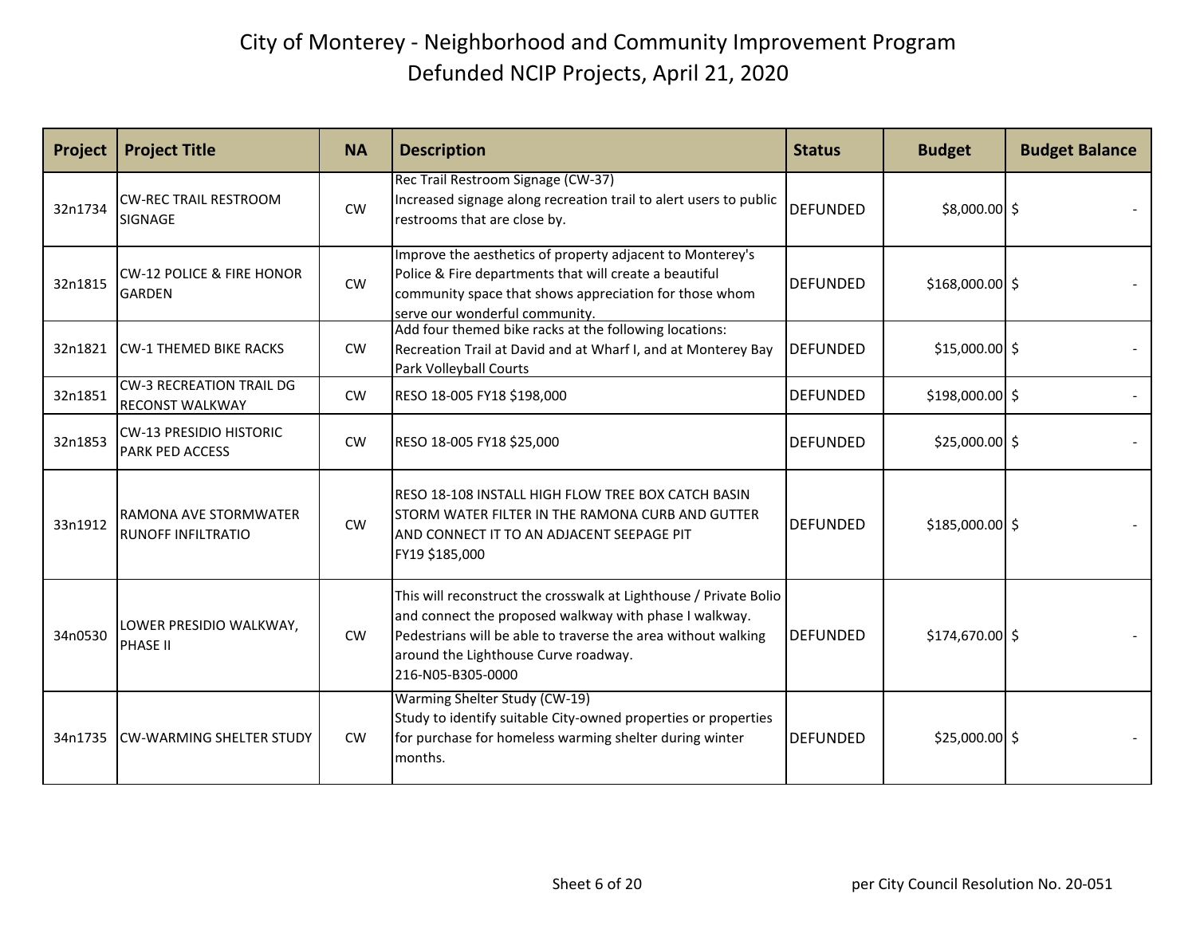# City of Monterey - Neighborhood and Community Improvement Program

## Defunded NCIP Projects, April 21, 2020

| Project | Project Title | NA | Description | Status | Budget | Budget Balance |
|---|---|---|---|---|---|---|
| 32n1734 | CW-REC TRAIL RESTROOM SIGNAGE | CW | Rec Trail Restroom Signage (CW-37) Increased signage along recreation trail to alert users to public restrooms that are close by. | DEFUNDED | $8,000.00 | $ - |
| 32n1815 | CW-12 POLICE & FIRE HONOR GARDEN | CW | Improve the aesthetics of property adjacent to Monterey's Police & Fire departments that will create a beautiful community space that shows appreciation for those whom serve our wonderful community. | DEFUNDED | $168,000.00 | $ - |
| 32n1821 | CW-1 THEMED BIKE RACKS | CW | Add four themed bike racks at the following locations: Recreation Trail at David and at Wharf I, and at Monterey Bay Park Volleyball Courts | DEFUNDED | $15,000.00 | $ - |
| 32n1851 | CW-3 RECREATION TRAIL DG RECONST WALKWAY | CW | RESO 18-005 FY18 $198,000 | DEFUNDED | $198,000.00 | $ - |
| 32n1853 | CW-13 PRESIDIO HISTORIC PARK PED ACCESS | CW | RESO 18-005 FY18 $25,000 | DEFUNDED | $25,000.00 | $ - |
| 33n1912 | RAMONA AVE STORMWATER RUNOFF INFILTRATIO | CW | RESO 18-108 INSTALL HIGH FLOW TREE BOX CATCH BASIN STORM WATER FILTER IN THE RAMONA CURB AND GUTTER AND CONNECT IT TO AN ADJACENT SEEPAGE PIT FY19 $185,000 | DEFUNDED | $185,000.00 | $ - |
| 34n0530 | LOWER PRESIDIO WALKWAY, PHASE II | CW | This will reconstruct the crosswalk at Lighthouse / Private Bolio and connect the proposed walkway with phase I walkway. Pedestrians will be able to traverse the area without walking around the Lighthouse Curve roadway. 216-N05-B305-0000 | DEFUNDED | $174,670.00 | $ - |
| 34n1735 | CW-WARMING SHELTER STUDY | CW | Warming Shelter Study (CW-19) Study to identify suitable City-owned properties or properties for purchase for homeless warming shelter during winter months. | DEFUNDED | $25,000.00 | $ - |

per City Council Resolution No. 20-051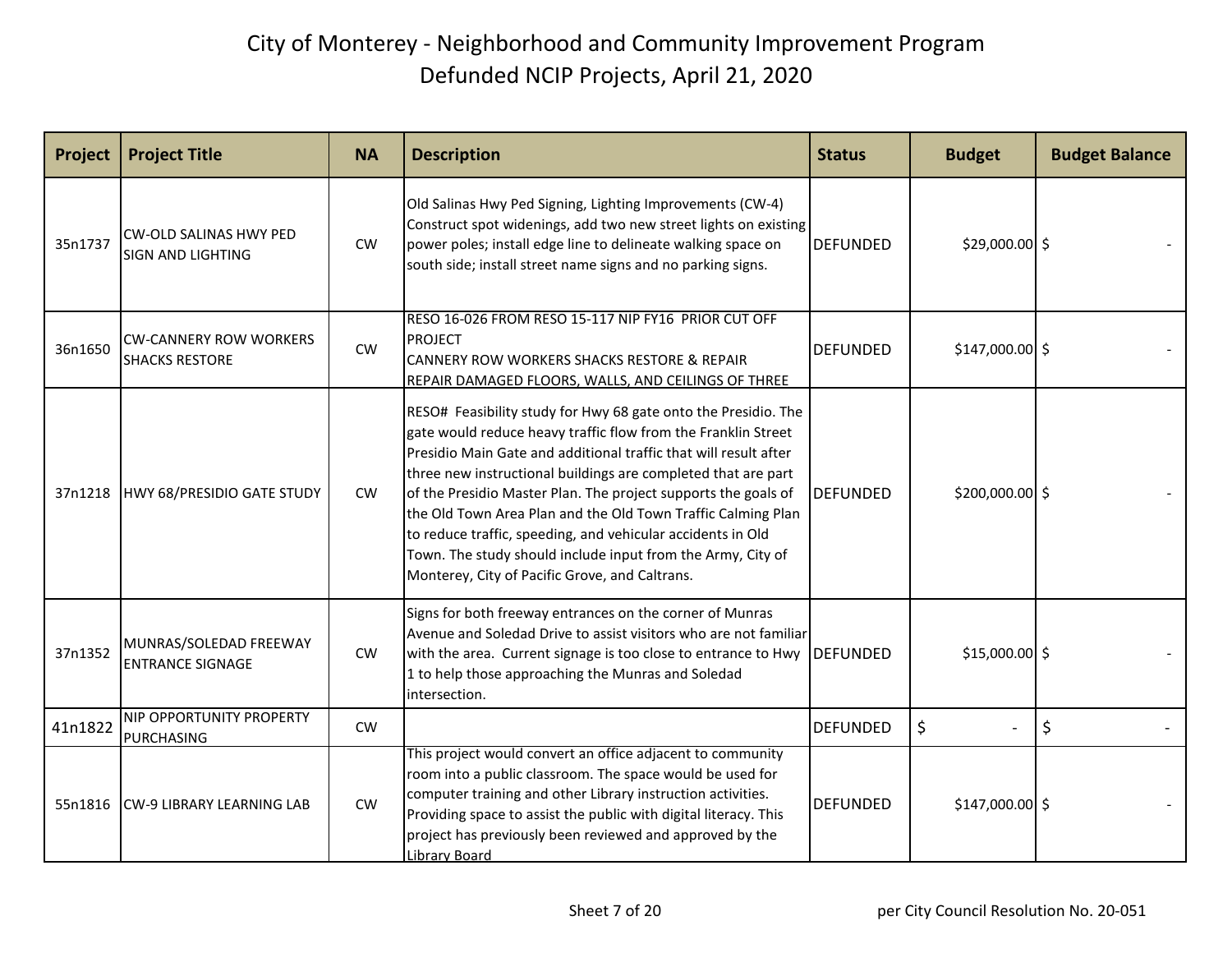# City of Monterey - Neighborhood and Community Improvement Program
## Defunded NCIP Projects, April 21, 2020

| Project | Project Title | NA | Description | Status | Budget | Budget Balance |
|---|---|---|---|---|---|---|
| 35n1737 | CW-OLD SALINAS HWY PED SIGN AND LIGHTING | CW | Old Salinas Hwy Ped Signing, Lighting Improvements (CW-4) Construct spot widenings, add two new street lights on existing power poles; install edge line to delineate walking space on south side; install street name signs and no parking signs. | DEFUNDED | $29,000.00 | $ - |
| 36n1650 | CW-CANNERY ROW WORKERS SHACKS RESTORE | CW | RESO 16-026 FROM RESO 15-117 NIP FY16 PRIOR CUT OFF PROJECT CANNERY ROW WORKERS SHACKS RESTORE & REPAIR REPAIR DAMAGED FLOORS, WALLS, AND CEILINGS OF THREE | DEFUNDED | $147,000.00 | $ - |
| 37n1218 | HWY 68/PRESIDIO GATE STUDY | CW | RESO# Feasibility study for Hwy 68 gate onto the Presidio. The gate would reduce heavy traffic flow from the Franklin Street Presidio Main Gate and additional traffic that will result after three new instructional buildings are completed that are part of the Presidio Master Plan. The project supports the goals of the Old Town Area Plan and the Old Town Traffic Calming Plan to reduce traffic, speeding, and vehicular accidents in Old Town. The study should include input from the Army, City of Monterey, City of Pacific Grove, and Caltrans. | DEFUNDED | $200,000.00 | $ - |
| 37n1352 | MUNRAS/SOLEDAD FREEWAY ENTRANCE SIGNAGE | CW | Signs for both freeway entrances on the corner of Munras Avenue and Soledad Drive to assist visitors who are not familiar with the area. Current signage is too close to entrance to Hwy 1 to help those approaching the Munras and Soledad intersection. | DEFUNDED | $15,000.00 | $ - |
| 41n1822 | NIP OPPORTUNITY PROPERTY PURCHASING | CW | | DEFUNDED | $ - | $ - |
| 55n1816 | CW-9 LIBRARY LEARNING LAB | CW | This project would convert an office adjacent to community room into a public classroom. The space would be used for computer training and other Library instruction activities. Providing space to assist the public with digital literacy. This project has previously been reviewed and approved by the Library Board | DEFUNDED | $147,000.00 | $ - |

per City Council Resolution No. 20-051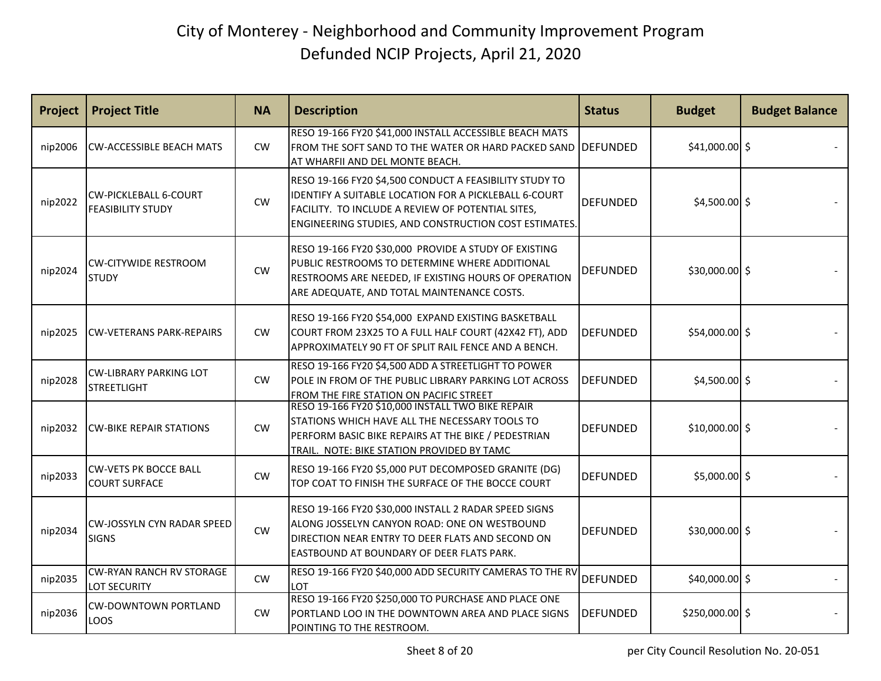# City of Monterey - Neighborhood and Community Improvement Program
## Defunded NCIP Projects, April 21, 2020

| Project | Project Title | NA | Description | Status | Budget | Budget Balance |
|---|---|---|---|---|---|---|
| nip2006 | CW-ACCESSIBLE BEACH MATS | CW | RESO 19-166 FY20 $41,000 INSTALL ACCESSIBLE BEACH MATS FROM THE SOFT SAND TO THE WATER OR HARD PACKED SAND AT WHARFII AND DEL MONTE BEACH. | DEFUNDED | $41,000.00 | $ - |
| nip2022 | CW-PICKLEBALL 6-COURT FEASIBILITY STUDY | CW | RESO 19-166 FY20 $4,500 CONDUCT A FEASIBILITY STUDY TO IDENTIFY A SUITABLE LOCATION FOR A PICKLEBALL 6-COURT FACILITY. TO INCLUDE A REVIEW OF POTENTIAL SITES, ENGINEERING STUDIES, AND CONSTRUCTION COST ESTIMATES. | DEFUNDED | $4,500.00 | $ - |
| nip2024 | CW-CITYWIDE RESTROOM STUDY | CW | RESO 19-166 FY20 $30,000 PROVIDE A STUDY OF EXISTING PUBLIC RESTROOMS TO DETERMINE WHERE ADDITIONAL RESTROOMS ARE NEEDED, IF EXISTING HOURS OF OPERATION ARE ADEQUATE, AND TOTAL MAINTENANCE COSTS. | DEFUNDED | $30,000.00 | $ - |
| nip2025 | CW-VETERANS PARK-REPAIRS | CW | RESO 19-166 FY20 $54,000 EXPAND EXISTING BASKETBALL COURT FROM 23X25 TO A FULL HALF COURT (42X42 FT), ADD APPROXIMATELY 90 FT OF SPLIT RAIL FENCE AND A BENCH. | DEFUNDED | $54,000.00 | $ - |
| nip2028 | CW-LIBRARY PARKING LOT STREETLIGHT | CW | RESO 19-166 FY20 $4,500 ADD A STREETLIGHT TO POWER POLE IN FROM OF THE PUBLIC LIBRARY PARKING LOT ACROSS FROM THE FIRE STATION ON PACIFIC STREET | DEFUNDED | $4,500.00 | $ - |
| nip2032 | CW-BIKE REPAIR STATIONS | CW | RESO 19-166 FY20 $10,000 INSTALL TWO BIKE REPAIR STATIONS WHICH HAVE ALL THE NECESSARY TOOLS TO PERFORM BASIC BIKE REPAIRS AT THE BIKE / PEDESTRIAN TRAIL. NOTE: BIKE STATION PROVIDED BY TAMC | DEFUNDED | $10,000.00 | $ - |
| nip2033 | CW-VETS PK BOCCE BALL COURT SURFACE | CW | RESO 19-166 FY20 $5,000 PUT DECOMPOSED GRANITE (DG) TOP COAT TO FINISH THE SURFACE OF THE BOCCE COURT | DEFUNDED | $5,000.00 | $ - |
| nip2034 | CW-JOSSYLN CYN RADAR SPEED SIGNS | CW | RESO 19-166 FY20 $30,000 INSTALL 2 RADAR SPEED SIGNS ALONG JOSSELYN CANYON ROAD: ONE ON WESTBOUND DIRECTION NEAR ENTRY TO DEER FLATS AND SECOND ON EASTBOUND AT BOUNDARY OF DEER FLATS PARK. | DEFUNDED | $30,000.00 | $ - |
| nip2035 | CW-RYAN RANCH RV STORAGE LOT SECURITY | CW | RESO 19-166 FY20 $40,000 ADD SECURITY CAMERAS TO THE RV LOT | DEFUNDED | $40,000.00 | $ - |
| nip2036 | CW-DOWNTOWN PORTLAND LOOS | CW | RESO 19-166 FY20 $250,000 TO PURCHASE AND PLACE ONE PORTLAND LOO IN THE DOWNTOWN AREA AND PLACE SIGNS POINTING TO THE RESTROOM. | DEFUNDED | $250,000.00 | $ - |

per City Council Resolution No. 20-051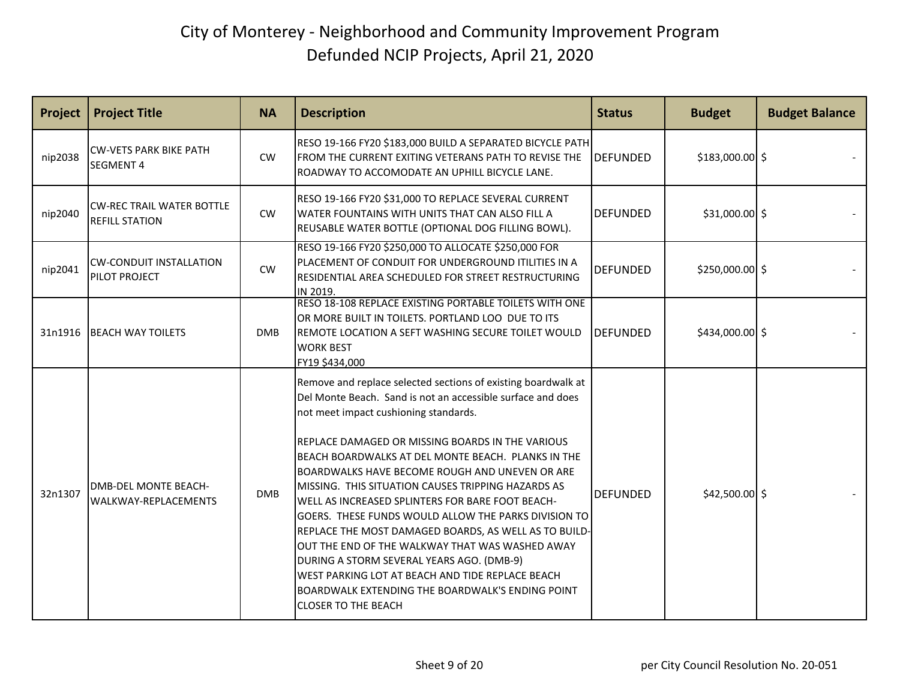# City of Monterey - Neighborhood and Community Improvement Program

## Defunded NCIP Projects, April 21, 2020

| Project | Project Title | NA | Description | Status | Budget | Budget Balance |
|---|---|---|---|---|---|---|
| nip2038 | CW-VETS PARK BIKE PATH SEGMENT 4 | CW | RESO 19-166 FY20 $183,000 BUILD A SEPARATED BICYCLE PATH FROM THE CURRENT EXITING VETERANS PATH TO REVISE THE ROADWAY TO ACCOMODATE AN UPHILL BICYCLE LANE. | DEFUNDED | $183,000.00 | $ - |
| nip2040 | CW-REC TRAIL WATER BOTTLE REFILL STATION | CW | RESO 19-166 FY20 $31,000 TO REPLACE SEVERAL CURRENT WATER FOUNTAINS WITH UNITS THAT CAN ALSO FILL A REUSABLE WATER BOTTLE (OPTIONAL DOG FILLING BOWL). | DEFUNDED | $31,000.00 | $ - |
| nip2041 | CW-CONDUIT INSTALLATION PILOT PROJECT | CW | RESO 19-166 FY20 $250,000 TO ALLOCATE $250,000 FOR PLACEMENT OF CONDUIT FOR UNDERGROUND ITILITIES IN A RESIDENTIAL AREA SCHEDULED FOR STREET RESTRUCTURING IN 2019. | DEFUNDED | $250,000.00 | $ - |
| 31n1916 | BEACH WAY TOILETS | DMB | RESO 18-108 REPLACE EXISTING PORTABLE TOILETS WITH ONE OR MORE BUILT IN TOILETS. PORTLAND LOO DUE TO ITS REMOTE LOCATION A SEFT WASHING SECURE TOILET WOULD WORK BEST FY19 $434,000 | DEFUNDED | $434,000.00 | $ - |
| 32n1307 | DMB-DEL MONTE BEACH-WALKWAY-REPLACEMENTS | DMB | Remove and replace selected sections of existing boardwalk at Del Monte Beach. Sand is not an accessible surface and does not meet impact cushioning standards. REPLACE DAMAGED OR MISSING BOARDS IN THE VARIOUS BEACH BOARDWALKS AT DEL MONTE BEACH. PLANKS IN THE BOARDWALKS HAVE BECOME ROUGH AND UNEVEN OR ARE MISSING. THIS SITUATION CAUSES TRIPPING HAZARDS AS WELL AS INCREASED SPLINTERS FOR BARE FOOT BEACH-GOERS. THESE FUNDS WOULD ALLOW THE PARKS DIVISION TO REPLACE THE MOST DAMAGED BOARDS, AS WELL AS TO BUILD-OUT THE END OF THE WALKWAY THAT WAS WASHED AWAY DURING A STORM SEVERAL YEARS AGO. (DMB-9) WEST PARKING LOT AT BEACH AND TIDE REPLACE BEACH BOARDWALK EXTENDING THE BOARDWALK'S ENDING POINT CLOSER TO THE BEACH | DEFUNDED | $42,500.00 | $ - |

per City Council Resolution No. 20-051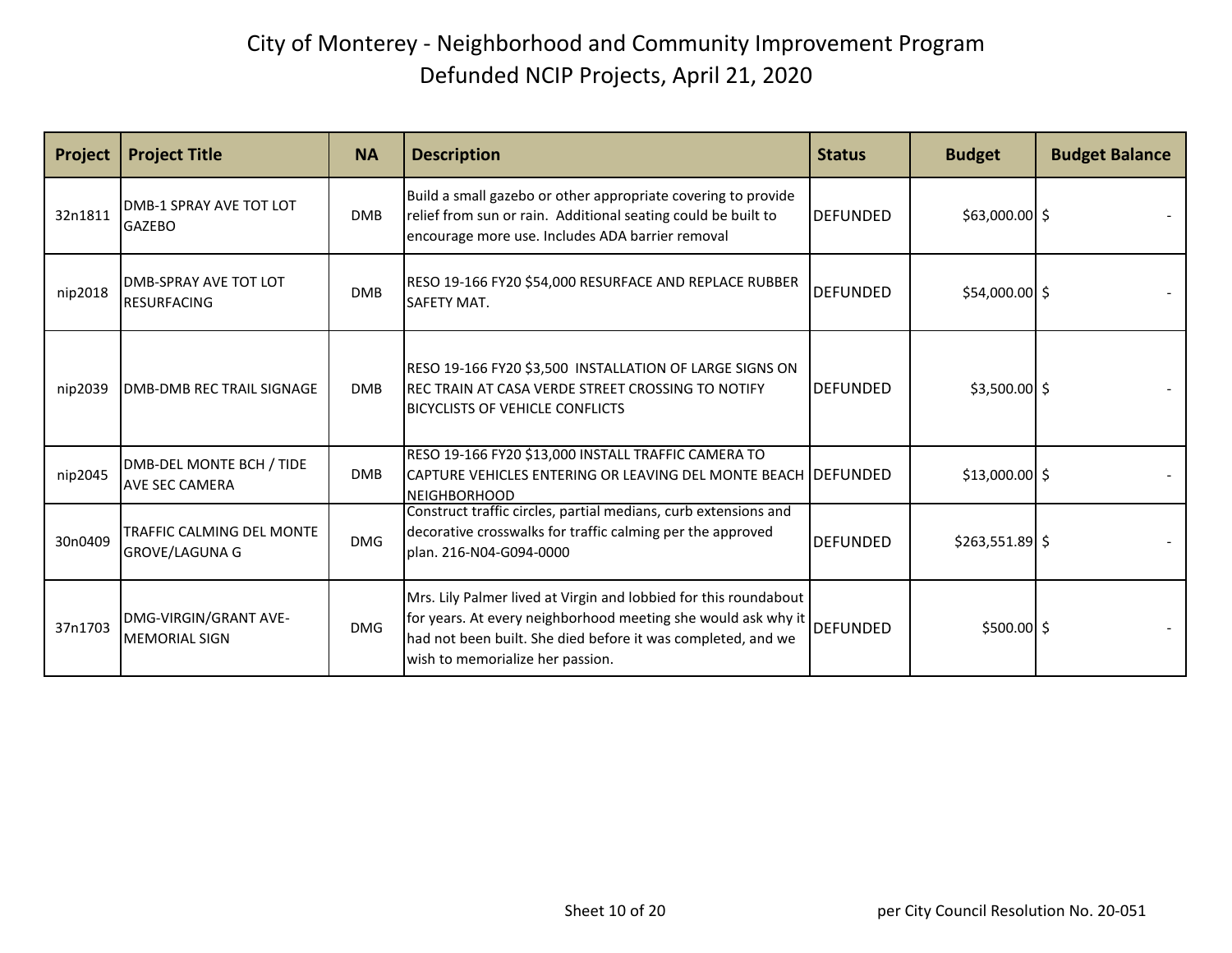# City of Monterey - Neighborhood and Community Improvement Program
## Defunded NCIP Projects, April 21, 2020

| Project | Project Title | NA | Description | Status | Budget | Budget Balance |
|---|---|---|---|---|---|---|
| 32n1811 | DMB-1 SPRAY AVE TOT LOT GAZEBO | DMB | Build a small gazebo or other appropriate covering to provide relief from sun or rain. Additional seating could be built to encourage more use. Includes ADA barrier removal | DEFUNDED | $63,000.00 | $ - |
| nip2018 | DMB-SPRAY AVE TOT LOT RESURFACING | DMB | RESO 19-166 FY20 $54,000 RESURFACE AND REPLACE RUBBER SAFETY MAT. | DEFUNDED | $54,000.00 | $ - |
| nip2039 | DMB-DMB REC TRAIL SIGNAGE | DMB | RESO 19-166 FY20 $3,500 INSTALLATION OF LARGE SIGNS ON REC TRAIN AT CASA VERDE STREET CROSSING TO NOTIFY BICYCLISTS OF VEHICLE CONFLICTS | DEFUNDED | $3,500.00 | $ - |
| nip2045 | DMB-DEL MONTE BCH / TIDE AVE SEC CAMERA | DMB | RESO 19-166 FY20 $13,000 INSTALL TRAFFIC CAMERA TO CAPTURE VEHICLES ENTERING OR LEAVING DEL MONTE BEACH NEIGHBORHOOD | DEFUNDED | $13,000.00 | $ - |
| 30n0409 | TRAFFIC CALMING DEL MONTE GROVE/LAGUNA G | DMG | Construct traffic circles, partial medians, curb extensions and decorative crosswalks for traffic calming per the approved plan. 216-N04-G094-0000 | DEFUNDED | $263,551.89 | $ - |
| 37n1703 | DMG-VIRGIN/GRANT AVE-MEMORIAL SIGN | DMG | Mrs. Lily Palmer lived at Virgin and lobbied for this roundabout for years. At every neighborhood meeting she would ask why it had not been built. She died before it was completed, and we wish to memorialize her passion. | DEFUNDED | $500.00 | $ - |

per City Council Resolution No. 20-051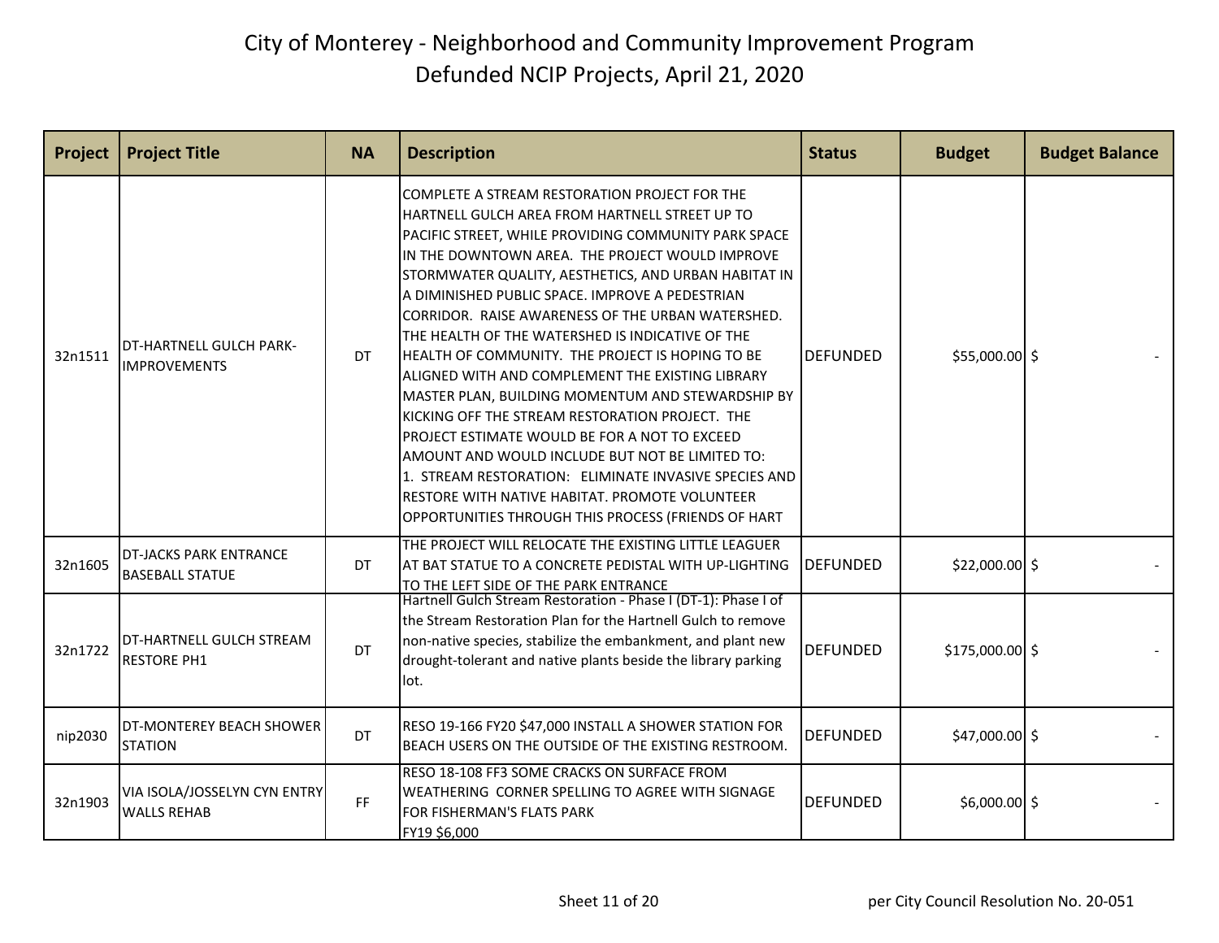# City of Monterey - Neighborhood and Community Improvement Program
## Defunded NCIP Projects, April 21, 2020

| Project | Project Title | NA | Description | Status | Budget | Budget Balance |
|---|---|---|---|---|---|---|
| 32n1511 | DT-HARTNELL GULCH PARK-IMPROVEMENTS | DT | COMPLETE A STREAM RESTORATION PROJECT FOR THE HARTNELL GULCH AREA FROM HARTNELL STREET UP TO PACIFIC STREET, WHILE PROVIDING COMMUNITY PARK SPACE IN THE DOWNTOWN AREA. THE PROJECT WOULD IMPROVE STORMWATER QUALITY, AESTHETICS, AND URBAN HABITAT IN A DIMINISHED PUBLIC SPACE. IMPROVE A PEDESTRIAN CORRIDOR. RAISE AWARENESS OF THE URBAN WATERSHED. THE HEALTH OF THE WATERSHED IS INDICATIVE OF THE HEALTH OF COMMUNITY. THE PROJECT IS HOPING TO BE ALIGNED WITH AND COMPLEMENT THE EXISTING LIBRARY MASTER PLAN, BUILDING MOMENTUM AND STEWARDSHIP BY KICKING OFF THE STREAM RESTORATION PROJECT. THE PROJECT ESTIMATE WOULD BE FOR A NOT TO EXCEED AMOUNT AND WOULD INCLUDE BUT NOT BE LIMITED TO: 1. STREAM RESTORATION: ELIMINATE INVASIVE SPECIES AND RESTORE WITH NATIVE HABITAT. PROMOTE VOLUNTEER OPPORTUNITIES THROUGH THIS PROCESS (FRIENDS OF HART | DEFUNDED | $55,000.00 | $ - |
| 32n1605 | DT-JACKS PARK ENTRANCE BASEBALL STATUE | DT | THE PROJECT WILL RELOCATE THE EXISTING LITTLE LEAGUER AT BAT STATUE TO A CONCRETE PEDISTAL WITH UP-LIGHTING TO THE LEFT SIDE OF THE PARK ENTRANCE | DEFUNDED | $22,000.00 | $ - |
| 32n1722 | DT-HARTNELL GULCH STREAM RESTORE PH1 | DT | Hartnell Gulch Stream Restoration - Phase I (DT-1): Phase I of the Stream Restoration Plan for the Hartnell Gulch to remove non-native species, stabilize the embankment, and plant new drought-tolerant and native plants beside the library parking lot. | DEFUNDED | $175,000.00 | $ - |
| nip2030 | DT-MONTEREY BEACH SHOWER STATION | DT | RESO 19-166 FY20 $47,000 INSTALL A SHOWER STATION FOR BEACH USERS ON THE OUTSIDE OF THE EXISTING RESTROOM. | DEFUNDED | $47,000.00 | $ - |
| 32n1903 | VIA ISOLA/JOSSELYN CYN ENTRY WALLS REHAB | FF | RESO 18-108 FF3 SOME CRACKS ON SURFACE FROM WEATHERING CORNER SPELLING TO AGREE WITH SIGNAGE FOR FISHERMAN'S FLATS PARK FY19 $6,000 | DEFUNDED | $6,000.00 | $ - |

per City Council Resolution No. 20-051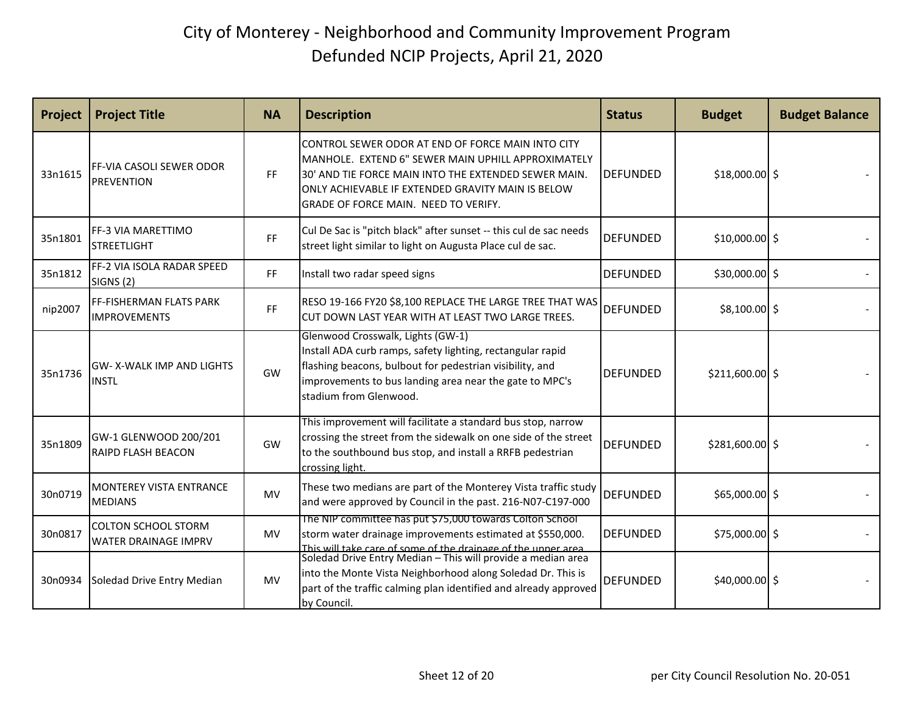# City of Monterey - Neighborhood and Community Improvement Program
## Defunded NCIP Projects, April 21, 2020

| Project | Project Title | NA | Description | Status | Budget | Budget Balance |
|---|---|---|---|---|---|---|
| 33n1615 | FF-VIA CASOLI SEWER ODOR PREVENTION | FF | CONTROL SEWER ODOR AT END OF FORCE MAIN INTO CITY MANHOLE. EXTEND 6" SEWER MAIN UPHILL APPROXIMATELY 30' AND TIE FORCE MAIN INTO THE EXTENDED SEWER MAIN. ONLY ACHIEVABLE IF EXTENDED GRAVITY MAIN IS BELOW GRADE OF FORCE MAIN. NEED TO VERIFY. | DEFUNDED | $18,000.00 | $ - |
| 35n1801 | FF-3 VIA MARETTIMO STREETLIGHT | FF | Cul De Sac is "pitch black" after sunset -- this cul de sac needs street light similar to light on Augusta Place cul de sac. | DEFUNDED | $10,000.00 | $ - |
| 35n1812 | FF-2 VIA ISOLA RADAR SPEED SIGNS (2) | FF | Install two radar speed signs | DEFUNDED | $30,000.00 | $ - |
| nip2007 | FF-FISHERMAN FLATS PARK IMPROVEMENTS | FF | RESO 19-166 FY20 $8,100 REPLACE THE LARGE TREE THAT WAS CUT DOWN LAST YEAR WITH AT LEAST TWO LARGE TREES. | DEFUNDED | $8,100.00 | $ - |
| 35n1736 | GW- X-WALK IMP AND LIGHTS INSTL | GW | Glenwood Crosswalk, Lights (GW-1) Install ADA curb ramps, safety lighting, rectangular rapid flashing beacons, bulbout for pedestrian visibility, and improvements to bus landing area near the gate to MPC's stadium from Glenwood. | DEFUNDED | $211,600.00 | $ - |
| 35n1809 | GW-1 GLENWOOD 200/201 RAIPD FLASH BEACON | GW | This improvement will facilitate a standard bus stop, narrow crossing the street from the sidewalk on one side of the street to the southbound bus stop, and install a RRFB pedestrian crossing light. | DEFUNDED | $281,600.00 | $ - |
| 30n0719 | MONTEREY VISTA ENTRANCE MEDIANS | MV | These two medians are part of the Monterey Vista traffic study and were approved by Council in the past. 216-N07-C197-000 | DEFUNDED | $65,000.00 | $ - |
| 30n0817 | COLTON SCHOOL STORM WATER DRAINAGE IMPRV | MV | The NIP committee has put $75,000 towards Colton School storm water drainage improvements estimated at $550,000. This will take care of some of the drainage of the upper area | DEFUNDED | $75,000.00 | $ - |
| 30n0934 | Soledad Drive Entry Median | MV | Soledad Drive Entry Median – This will provide a median area into the Monte Vista Neighborhood along Soledad Dr. This is part of the traffic calming plan identified and already approved by Council. | DEFUNDED | $40,000.00 | $ - |

per City Council Resolution No. 20-051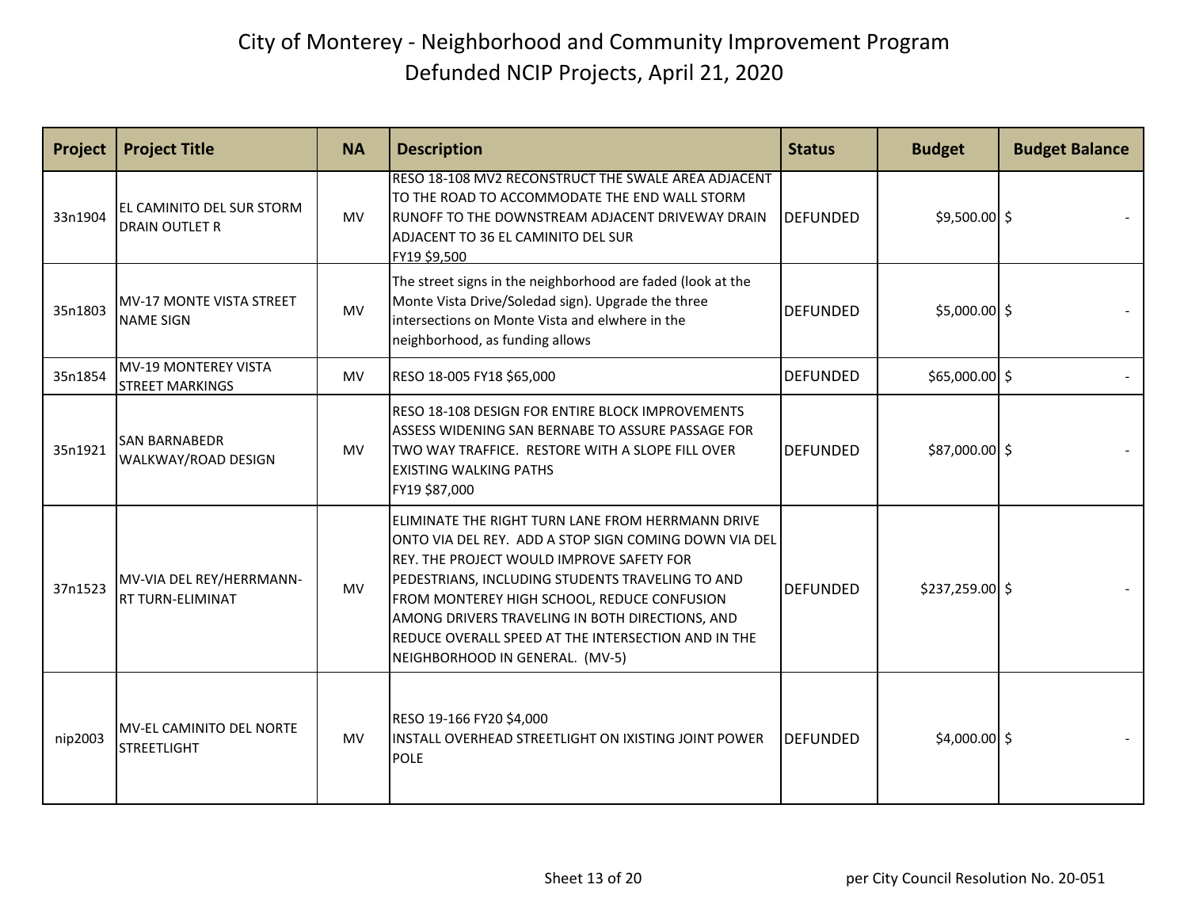# City of Monterey - Neighborhood and Community Improvement Program
## Defunded NCIP Projects, April 21, 2020

| Project | Project Title | NA | Description | Status | Budget | Budget Balance |
|---|---|---|---|---|---|---|
| 33n1904 | EL CAMINITO DEL SUR STORM DRAIN OUTLET R | MV | RESO 18-108 MV2 RECONSTRUCT THE SWALE AREA ADJACENT TO THE ROAD TO ACCOMMODATE THE END WALL STORM RUNOFF TO THE DOWNSTREAM ADJACENT DRIVEWAY DRAIN ADJACENT TO 36 EL CAMINITO DEL SUR FY19 $9,500 | DEFUNDED | $9,500.00 | $ - |
| 35n1803 | MV-17 MONTE VISTA STREET NAME SIGN | MV | The street signs in the neighborhood are faded (look at the Monte Vista Drive/Soledad sign). Upgrade the three intersections on Monte Vista and elwhere in the neighborhood, as funding allows | DEFUNDED | $5,000.00 | $ - |
| 35n1854 | MV-19 MONTEREY VISTA STREET MARKINGS | MV | RESO 18-005 FY18 $65,000 | DEFUNDED | $65,000.00 | $ - |
| 35n1921 | SAN BARNABEDR WALKWAY/ROAD DESIGN | MV | RESO 18-108 DESIGN FOR ENTIRE BLOCK IMPROVEMENTS ASSESS WIDENING SAN BERNABE TO ASSURE PASSAGE FOR TWO WAY TRAFFICE. RESTORE WITH A SLOPE FILL OVER EXISTING WALKING PATHS FY19 $87,000 | DEFUNDED | $87,000.00 | $ - |
| 37n1523 | MV-VIA DEL REY/HERRMANN-RT TURN-ELIMINAT | MV | ELIMINATE THE RIGHT TURN LANE FROM HERRMANN DRIVE ONTO VIA DEL REY. ADD A STOP SIGN COMING DOWN VIA DEL REY. THE PROJECT WOULD IMPROVE SAFETY FOR PEDESTRIANS, INCLUDING STUDENTS TRAVELING TO AND FROM MONTEREY HIGH SCHOOL, REDUCE CONFUSION AMONG DRIVERS TRAVELING IN BOTH DIRECTIONS, AND REDUCE OVERALL SPEED AT THE INTERSECTION AND IN THE NEIGHBORHOOD IN GENERAL. (MV-5) | DEFUNDED | $237,259.00 | $ - |
| nip2003 | MV-EL CAMINITO DEL NORTE STREETLIGHT | MV | RESO 19-166 FY20 $4,000 INSTALL OVERHEAD STREETLIGHT ON IXISTING JOINT POWER POLE | DEFUNDED | $4,000.00 | $ - |

per City Council Resolution No. 20-051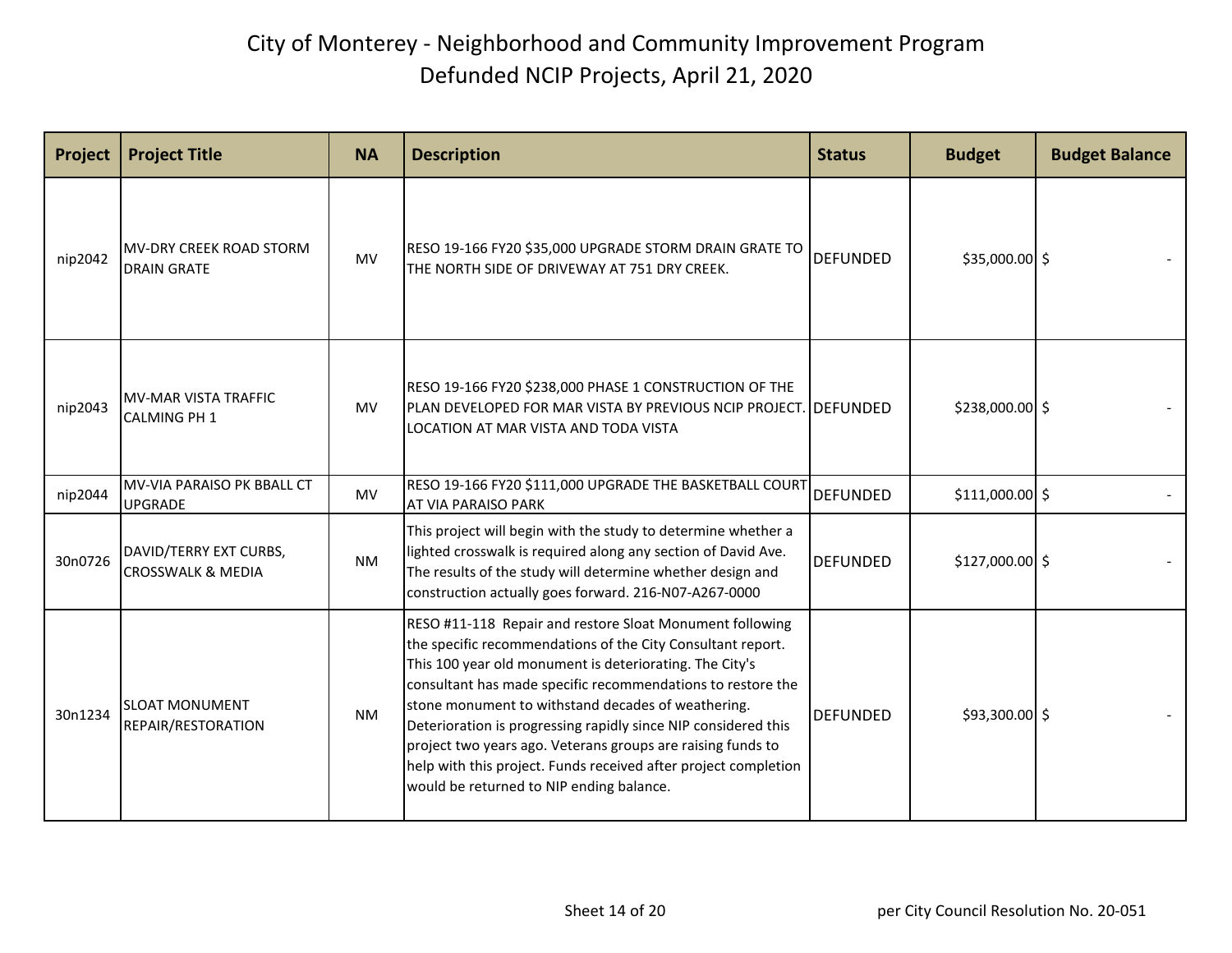# City of Monterey - Neighborhood and Community Improvement Program

## Defunded NCIP Projects, April 21, 2020

| Project | Project Title | NA | Description | Status | Budget | Budget Balance |
|---|---|---|---|---|---|---|
| nip2042 | MV-DRY CREEK ROAD STORM DRAIN GRATE | MV | RESO 19-166 FY20 $35,000 UPGRADE STORM DRAIN GRATE TO THE NORTH SIDE OF DRIVEWAY AT 751 DRY CREEK. | DEFUNDED | $35,000.00 | $ - |
| nip2043 | MV-MAR VISTA TRAFFIC CALMING PH 1 | MV | RESO 19-166 FY20 $238,000 PHASE 1 CONSTRUCTION OF THE PLAN DEVELOPED FOR MAR VISTA BY PREVIOUS NCIP PROJECT. LOCATION AT MAR VISTA AND TODA VISTA | DEFUNDED | $238,000.00 | $ - |
| nip2044 | MV-VIA PARAISO PK BBALL CT UPGRADE | MV | RESO 19-166 FY20 $111,000 UPGRADE THE BASKETBALL COURT AT VIA PARAISO PARK | DEFUNDED | $111,000.00 | $ - |
| 30n0726 | DAVID/TERRY EXT CURBS, CROSSWALK & MEDIA | NM | This project will begin with the study to determine whether a lighted crosswalk is required along any section of David Ave. The results of the study will determine whether design and construction actually goes forward. 216-N07-A267-0000 | DEFUNDED | $127,000.00 | $ - |
| 30n1234 | SLOAT MONUMENT REPAIR/RESTORATION | NM | RESO #11-118 Repair and restore Sloat Monument following the specific recommendations of the City Consultant report. This 100 year old monument is deteriorating. The City's consultant has made specific recommendations to restore the stone monument to withstand decades of weathering. Deterioration is progressing rapidly since NIP considered this project two years ago. Veterans groups are raising funds to help with this project. Funds received after project completion would be returned to NIP ending balance. | DEFUNDED | $93,300.00 | $ - |

per City Council Resolution No. 20-051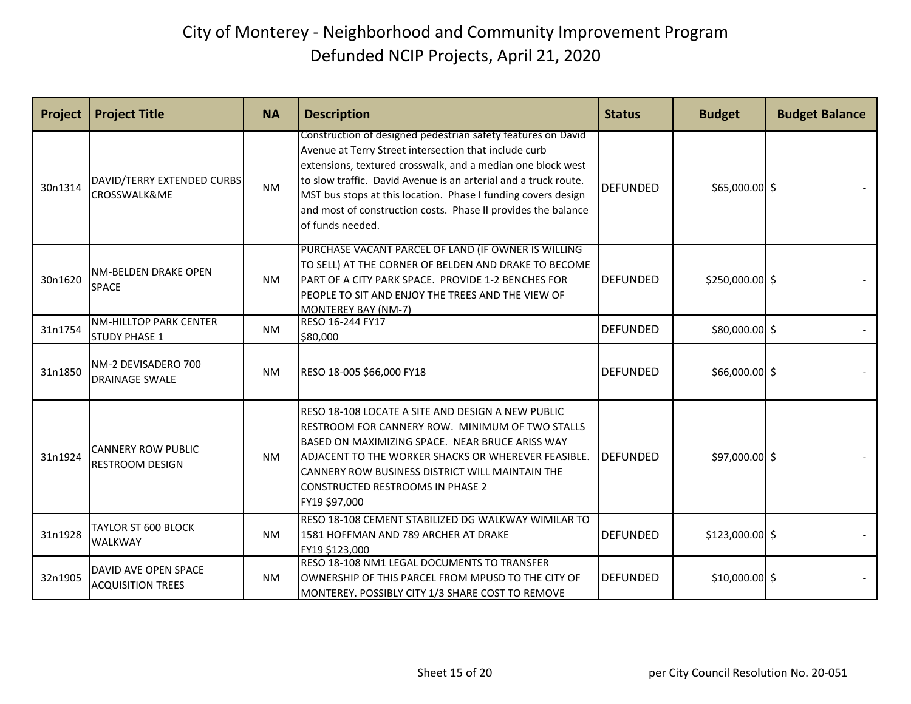# City of Monterey - Neighborhood and Community Improvement Program

## Defunded NCIP Projects, April 21, 2020

| Project | Project Title | NA | Description | Status | Budget | Budget Balance |
|---|---|---|---|---|---|---|
| 30n1314 | DAVID/TERRY EXTENDED CURBS CROSSWALK&ME | NM | Construction of designed pedestrian safety features on David Avenue at Terry Street intersection that include curb extensions, textured crosswalk, and a median one block west to slow traffic. David Avenue is an arterial and a truck route. MST bus stops at this location. Phase I funding covers design and most of construction costs. Phase II provides the balance of funds needed. | DEFUNDED | $65,000.00 | $ - |
| 30n1620 | NM-BELDEN DRAKE OPEN SPACE | NM | PURCHASE VACANT PARCEL OF LAND (IF OWNER IS WILLING TO SELL) AT THE CORNER OF BELDEN AND DRAKE TO BECOME PART OF A CITY PARK SPACE. PROVIDE 1-2 BENCHES FOR PEOPLE TO SIT AND ENJOY THE TREES AND THE VIEW OF MONTEREY BAY (NM-7) | DEFUNDED | $250,000.00 | $ - |
| 31n1754 | NM-HILLTOP PARK CENTER STUDY PHASE 1 | NM | RESO 16-244 FY17 $80,000 | DEFUNDED | $80,000.00 | $ - |
| 31n1850 | NM-2 DEVISADERO 700 DRAINAGE SWALE | NM | RESO 18-005 $66,000 FY18 | DEFUNDED | $66,000.00 | $ - |
| 31n1924 | CANNERY ROW PUBLIC RESTROOM DESIGN | NM | RESO 18-108 LOCATE A SITE AND DESIGN A NEW PUBLIC RESTROOM FOR CANNERY ROW. MINIMUM OF TWO STALLS BASED ON MAXIMIZING SPACE. NEAR BRUCE ARISS WAY ADJACENT TO THE WORKER SHACKS OR WHEREVER FEASIBLE. CANNERY ROW BUSINESS DISTRICT WILL MAINTAIN THE CONSTRUCTED RESTROOMS IN PHASE 2 FY19 $97,000 | DEFUNDED | $97,000.00 | $ - |
| 31n1928 | TAYLOR ST 600 BLOCK WALKWAY | NM | RESO 18-108 CEMENT STABILIZED DG WALKWAY WIMILAR TO 1581 HOFFMAN AND 789 ARCHER AT DRAKE FY19 $123,000 | DEFUNDED | $123,000.00 | $ - |
| 32n1905 | DAVID AVE OPEN SPACE ACQUISITION TREES | NM | RESO 18-108 NM1 LEGAL DOCUMENTS TO TRANSFER OWNERSHIP OF THIS PARCEL FROM MPUSD TO THE CITY OF MONTEREY. POSSIBLY CITY 1/3 SHARE COST TO REMOVE | DEFUNDED | $10,000.00 | $ - |

per City Council Resolution No. 20-051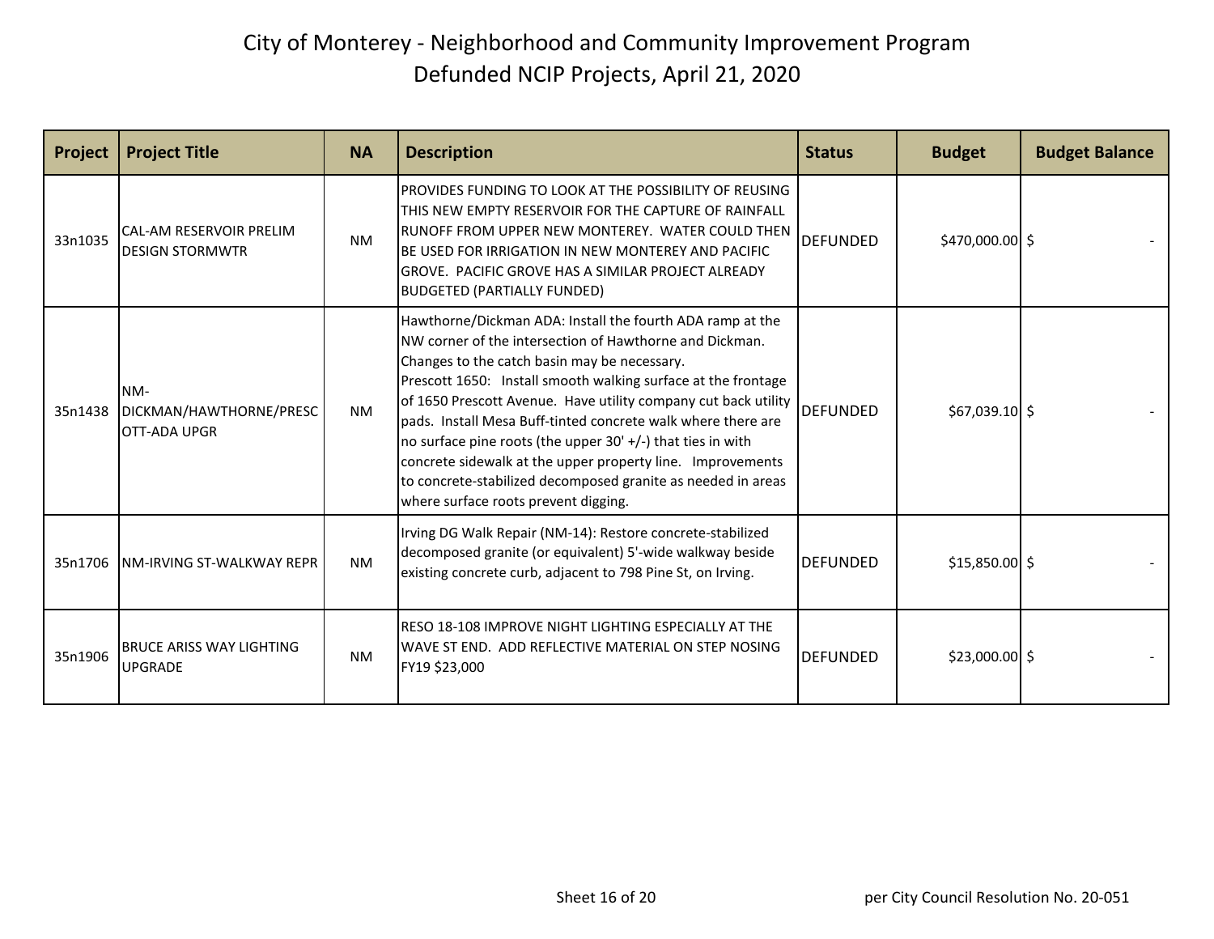# City of Monterey - Neighborhood and Community Improvement Program
## Defunded NCIP Projects, April 21, 2020

| Project | Project Title | NA | Description | Status | Budget | Budget Balance |
|---|---|---|---|---|---|---|
| 33n1035 | CAL-AM RESERVOIR PRELIM DESIGN STORMWTR | NM | PROVIDES FUNDING TO LOOK AT THE POSSIBILITY OF REUSING THIS NEW EMPTY RESERVOIR FOR THE CAPTURE OF RAINFALL RUNOFF FROM UPPER NEW MONTEREY. WATER COULD THEN BE USED FOR IRRIGATION IN NEW MONTEREY AND PACIFIC GROVE. PACIFIC GROVE HAS A SIMILAR PROJECT ALREADY BUDGETED (PARTIALLY FUNDED) | DEFUNDED | $470,000.00 | $ - |
| 35n1438 | NM-DICKMAN/HAWTHORNE/PRESCOTT-ADA UPGR | NM | Hawthorne/Dickman ADA: Install the fourth ADA ramp at the NW corner of the intersection of Hawthorne and Dickman. Changes to the catch basin may be necessary. Prescott 1650: Install smooth walking surface at the frontage of 1650 Prescott Avenue. Have utility company cut back utility pads. Install Mesa Buff-tinted concrete walk where there are no surface pine roots (the upper 30' +/-) that ties in with concrete sidewalk at the upper property line. Improvements to concrete-stabilized decomposed granite as needed in areas where surface roots prevent digging. | DEFUNDED | $67,039.10 | $ - |
| 35n1706 | NM-IRVING ST-WALKWAY REPR | NM | Irving DG Walk Repair (NM-14): Restore concrete-stabilized decomposed granite (or equivalent) 5'-wide walkway beside existing concrete curb, adjacent to 798 Pine St, on Irving. | DEFUNDED | $15,850.00 | $ - |
| 35n1906 | BRUCE ARISS WAY LIGHTING UPGRADE | NM | RESO 18-108 IMPROVE NIGHT LIGHTING ESPECIALLY AT THE WAVE ST END. ADD REFLECTIVE MATERIAL ON STEP NOSING FY19 $23,000 | DEFUNDED | $23,000.00 | $ - |

per City Council Resolution No. 20-051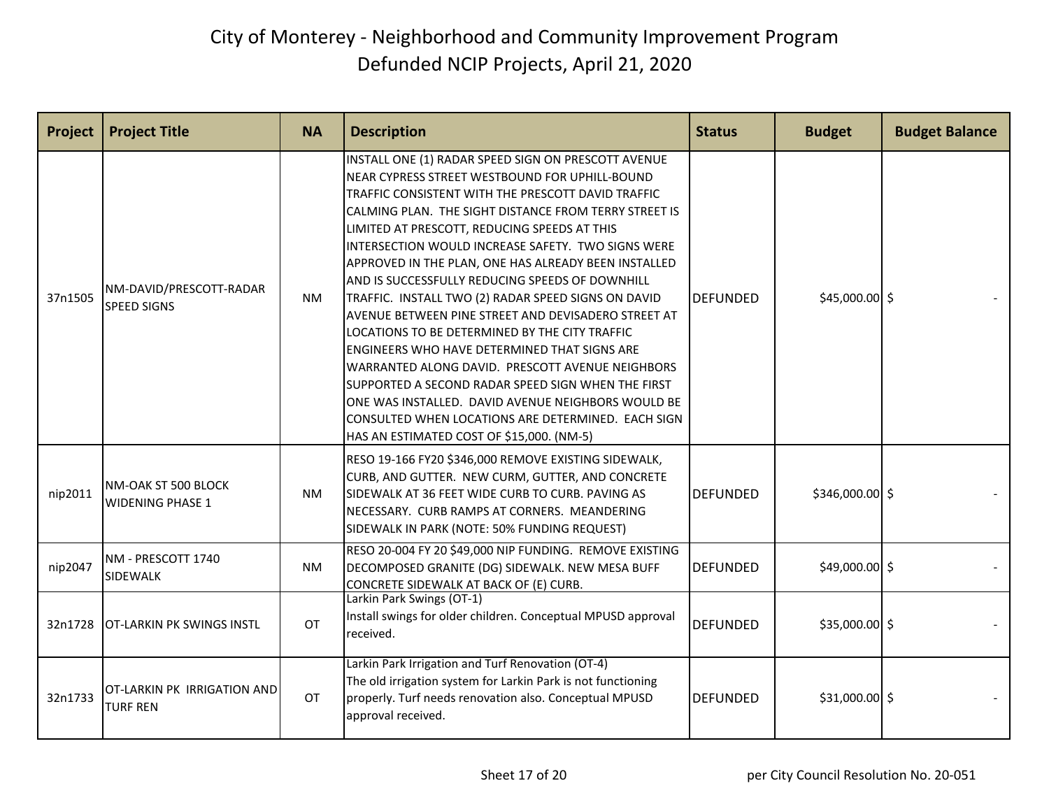# City of Monterey - Neighborhood and Community Improvement Program
## Defunded NCIP Projects, April 21, 2020

| Project | Project Title | NA | Description | Status | Budget | Budget Balance |
|---|---|---|---|---|---|---|
| 37n1505 | NM-DAVID/PRESCOTT-RADAR SPEED SIGNS | NM | INSTALL ONE (1) RADAR SPEED SIGN ON PRESCOTT AVENUE NEAR CYPRESS STREET WESTBOUND FOR UPHILL-BOUND TRAFFIC CONSISTENT WITH THE PRESCOTT DAVID TRAFFIC CALMING PLAN. THE SIGHT DISTANCE FROM TERRY STREET IS LIMITED AT PRESCOTT, REDUCING SPEEDS AT THIS INTERSECTION WOULD INCREASE SAFETY. TWO SIGNS WERE APPROVED IN THE PLAN, ONE HAS ALREADY BEEN INSTALLED AND IS SUCCESSFULLY REDUCING SPEEDS OF DOWNHILL TRAFFIC. INSTALL TWO (2) RADAR SPEED SIGNS ON DAVID AVENUE BETWEEN PINE STREET AND DEVISADERO STREET AT LOCATIONS TO BE DETERMINED BY THE CITY TRAFFIC ENGINEERS WHO HAVE DETERMINED THAT SIGNS ARE WARRANTED ALONG DAVID. PRESCOTT AVENUE NEIGHBORS SUPPORTED A SECOND RADAR SPEED SIGN WHEN THE FIRST ONE WAS INSTALLED. DAVID AVENUE NEIGHBORS WOULD BE CONSULTED WHEN LOCATIONS ARE DETERMINED. EACH SIGN HAS AN ESTIMATED COST OF $15,000. (NM-5) | DEFUNDED | $45,000.00 | $ - |
| nip2011 | NM-OAK ST 500 BLOCK WIDENING PHASE 1 | NM | RESO 19-166 FY20 $346,000 REMOVE EXISTING SIDEWALK, CURB, AND GUTTER. NEW CURM, GUTTER, AND CONCRETE SIDEWALK AT 36 FEET WIDE CURB TO CURB. PAVING AS NECESSARY. CURB RAMPS AT CORNERS. MEANDERING SIDEWALK IN PARK (NOTE: 50% FUNDING REQUEST) | DEFUNDED | $346,000.00 | $ - |
| nip2047 | NM - PRESCOTT 1740 SIDEWALK | NM | RESO 20-004 FY 20 $49,000 NIP FUNDING. REMOVE EXISTING DECOMPOSED GRANITE (DG) SIDEWALK. NEW MESA BUFF CONCRETE SIDEWALK AT BACK OF (E) CURB. | DEFUNDED | $49,000.00 | $ - |
| 32n1728 | OT-LARKIN PK SWINGS INSTL | OT | Larkin Park Swings (OT-1) Install swings for older children. Conceptual MPUSD approval received. | DEFUNDED | $35,000.00 | $ - |
| 32n1733 | OT-LARKIN PK IRRIGATION AND TURF REN | OT | Larkin Park Irrigation and Turf Renovation (OT-4) The old irrigation system for Larkin Park is not functioning properly. Turf needs renovation also. Conceptual MPUSD approval received. | DEFUNDED | $31,000.00 | $ - |

per City Council Resolution No. 20-051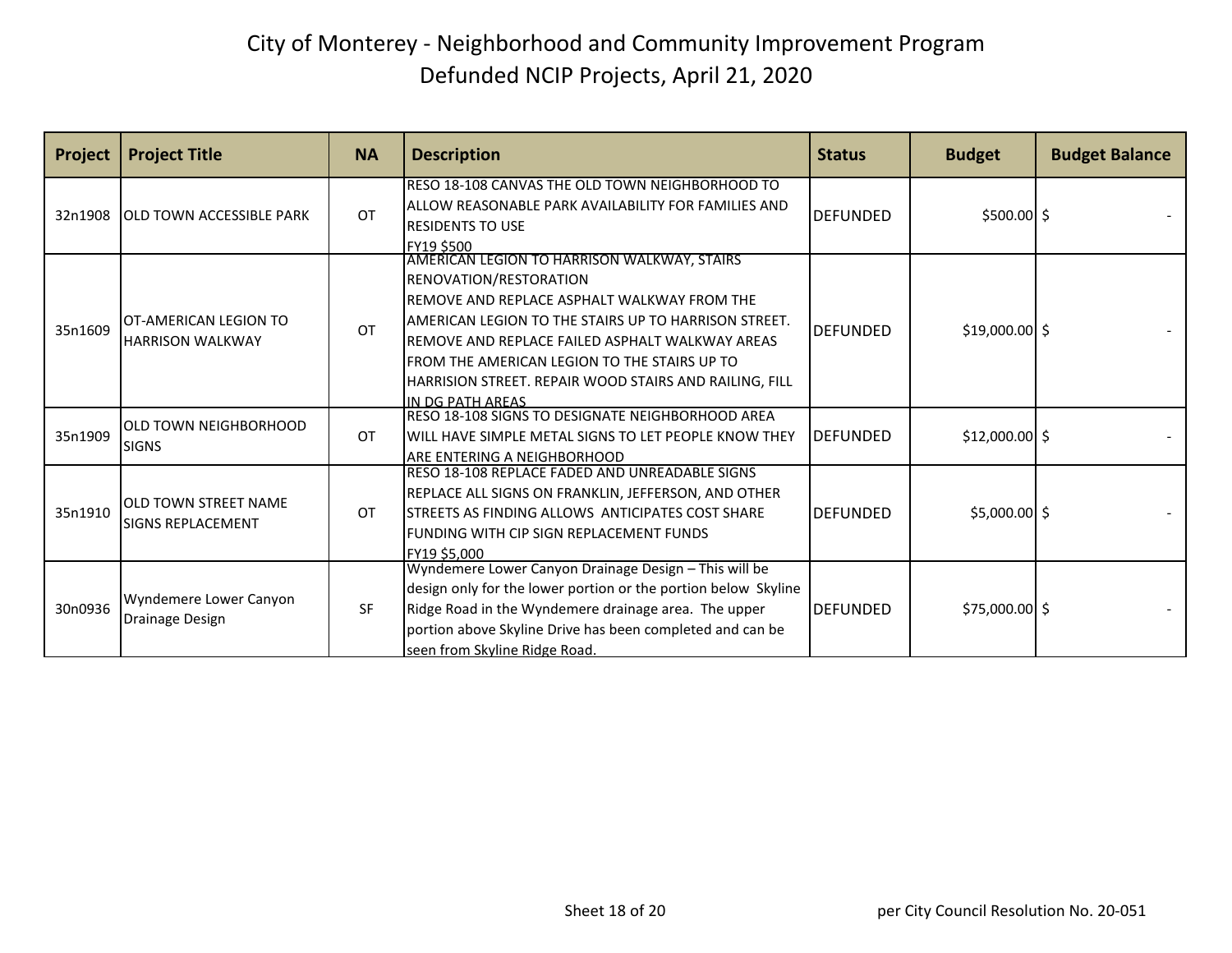# City of Monterey - Neighborhood and Community Improvement Program

## Defunded NCIP Projects, April 21, 2020

| Project | Project Title | NA | Description | Status | Budget | Budget Balance |
|---|---|---|---|---|---|---|
| 32n1908 | OLD TOWN ACCESSIBLE PARK | OT | RESO 18-108 CANVAS THE OLD TOWN NEIGHBORHOOD TO ALLOW REASONABLE PARK AVAILABILITY FOR FAMILIES AND RESIDENTS TO USE FY19 $500 | DEFUNDED | $500.00 | $ - |
| 35n1609 | OT-AMERICAN LEGION TO HARRISON WALKWAY | OT | AMERICAN LEGION TO HARRISON WALKWAY, STAIRS RENOVATION/RESTORATION REMOVE AND REPLACE ASPHALT WALKWAY FROM THE AMERICAN LEGION TO THE STAIRS UP TO HARRISON STREET. REMOVE AND REPLACE FAILED ASPHALT WALKWAY AREAS FROM THE AMERICAN LEGION TO THE STAIRS UP TO HARRISION STREET. REPAIR WOOD STAIRS AND RAILING, FILL IN DG PATH AREAS | DEFUNDED | $19,000.00 | $ - |
| 35n1909 | OLD TOWN NEIGHBORHOOD SIGNS | OT | RESO 18-108 SIGNS TO DESIGNATE NEIGHBORHOOD AREA WILL HAVE SIMPLE METAL SIGNS TO LET PEOPLE KNOW THEY ARE ENTERING A NEIGHBORHOOD | DEFUNDED | $12,000.00 | $ - |
| 35n1910 | OLD TOWN STREET NAME SIGNS REPLACEMENT | OT | RESO 18-108 REPLACE FADED AND UNREADABLE SIGNS REPLACE ALL SIGNS ON FRANKLIN, JEFFERSON, AND OTHER STREETS AS FINDING ALLOWS ANTICIPATES COST SHARE FUNDING WITH CIP SIGN REPLACEMENT FUNDS FY19 $5,000 | DEFUNDED | $5,000.00 | $ - |
| 30n0936 | Wyndemere Lower Canyon Drainage Design | SF | Wyndemere Lower Canyon Drainage Design – This will be design only for the lower portion or the portion below Skyline Ridge Road in the Wyndemere drainage area. The upper portion above Skyline Drive has been completed and can be seen from Skyline Ridge Road. | DEFUNDED | $75,000.00 | $ - |

per City Council Resolution No. 20-051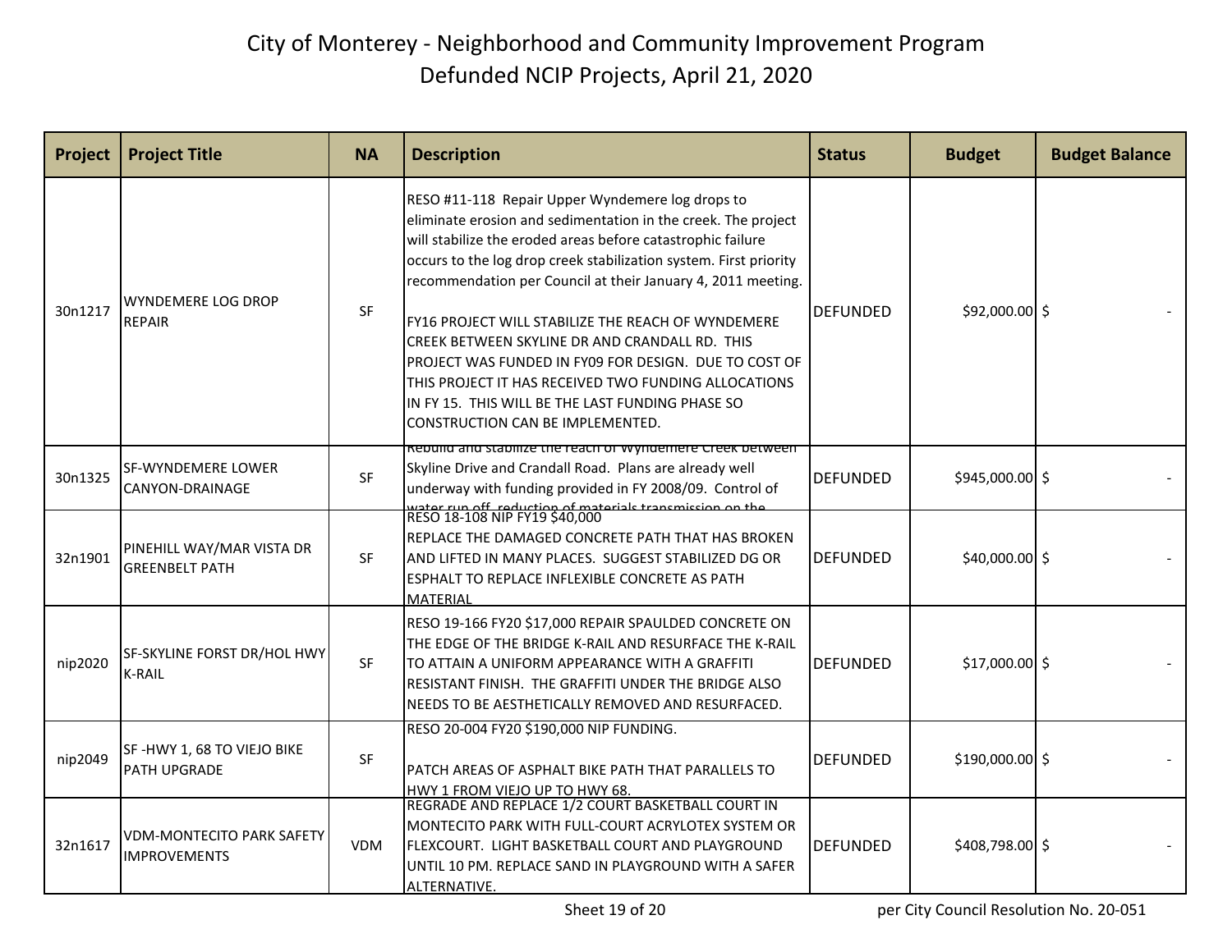# City of Monterey - Neighborhood and Community Improvement Program

## Defunded NCIP Projects, April 21, 2020

| Project | Project Title | NA | Description | Status | Budget | Budget Balance |
|---|---|---|---|---|---|---|
| 30n1217 | WYNDEMERE LOG DROP REPAIR | SF | RESO #11-118 Repair Upper Wyndemere log drops to eliminate erosion and sedimentation in the creek. The project will stabilize the eroded areas before catastrophic failure occurs to the log drop creek stabilization system. First priority recommendation per Council at their January 4, 2011 meeting.<br><br>FY16 PROJECT WILL STABILIZE THE REACH OF WYNDEMERE CREEK BETWEEN SKYLINE DR AND CRANDALL RD. THIS PROJECT WAS FUNDED IN FY09 FOR DESIGN. DUE TO COST OF THIS PROJECT IT HAS RECEIVED TWO FUNDING ALLOCATIONS IN FY 15. THIS WILL BE THE LAST FUNDING PHASE SO CONSTRUCTION CAN BE IMPLEMENTED. | DEFUNDED | $92,000.00 | $ - |
| 30n1325 | SF-WYNDEMERE LOWER CANYON-DRAINAGE | SF | Rebuild and stabilize the reach of Wyndemere Creek between Skyline Drive and Crandall Road. Plans are already well underway with funding provided in FY 2008/09. Control of water run off, reduction of materials transmission on the | DEFUNDED | $945,000.00 | $ - |
| 32n1901 | PINEHILL WAY/MAR VISTA DR GREENBELT PATH | SF | RESO 18-108 NIP FY19 $40,000<br>REPLACE THE DAMAGED CONCRETE PATH THAT HAS BROKEN AND LIFTED IN MANY PLACES. SUGGEST STABILIZED DG OR ESPHALT TO REPLACE INFLEXIBLE CONCRETE AS PATH MATERIAL | DEFUNDED | $40,000.00 | $ - |
| nip2020 | SF-SKYLINE FORST DR/HOL HWY K-RAIL | SF | RESO 19-166 FY20 $17,000 REPAIR SPAULDED CONCRETE ON THE EDGE OF THE BRIDGE K-RAIL AND RESURFACE THE K-RAIL TO ATTAIN A UNIFORM APPEARANCE WITH A GRAFFITI RESISTANT FINISH. THE GRAFFITI UNDER THE BRIDGE ALSO NEEDS TO BE AESTHETICALLY REMOVED AND RESURFACED. | DEFUNDED | $17,000.00 | $ - |
| nip2049 | SF -HWY 1, 68 TO VIEJO BIKE PATH UPGRADE | SF | RESO 20-004 FY20 $190,000 NIP FUNDING.<br><br>PATCH AREAS OF ASPHALT BIKE PATH THAT PARALLELS TO HWY 1 FROM VIEJO UP TO HWY 68. | DEFUNDED | $190,000.00 | $ - |
| 32n1617 | VDM-MONTECITO PARK SAFETY IMPROVEMENTS | VDM | REGRADE AND REPLACE 1/2 COURT BASKETBALL COURT IN MONTECITO PARK WITH FULL-COURT ACRYLOTEX SYSTEM OR FLEXCOURT. LIGHT BASKETBALL COURT AND PLAYGROUND UNTIL 10 PM. REPLACE SAND IN PLAYGROUND WITH A SAFER ALTERNATIVE. | DEFUNDED | $408,798.00 | $ - |

per City Council Resolution No. 20-051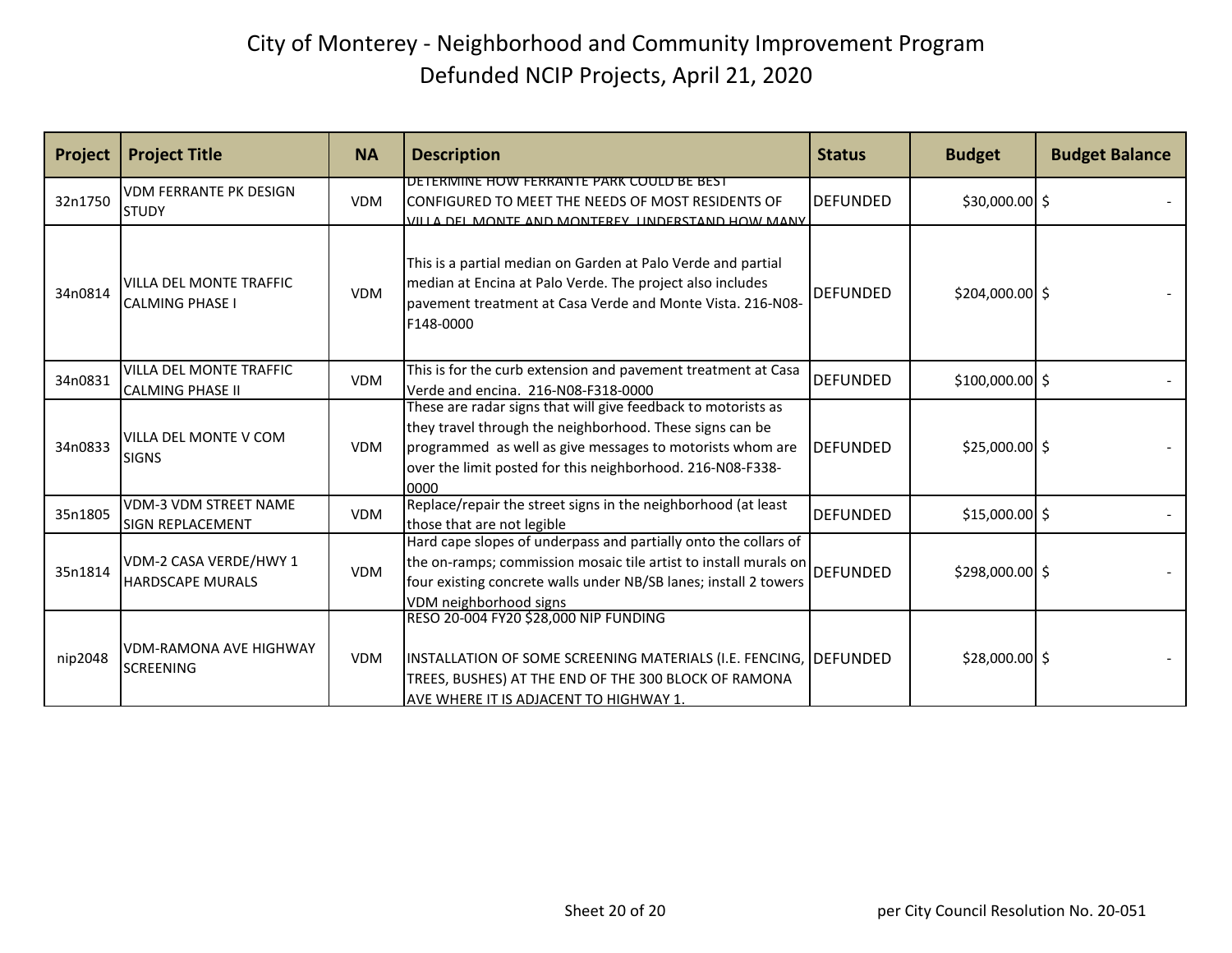# City of Monterey - Neighborhood and Community Improvement Program
## Defunded NCIP Projects, April 21, 2020

| Project | Project Title | NA | Description | Status | Budget | Budget Balance |
|---|---|---|---|---|---|---|
| 32n1750 | VDM FERRANTE PK DESIGN STUDY | VDM | DETERMINE HOW FERRANTE PARK COULD BE BEST CONFIGURED TO MEET THE NEEDS OF MOST RESIDENTS OF VILLA DEL MONTE AND MONTEREY. UNDERSTAND HOW MANY | DEFUNDED | $30,000.00 | $ - |
| 34n0814 | VILLA DEL MONTE TRAFFIC CALMING PHASE I | VDM | This is a partial median on Garden at Palo Verde and partial median at Encina at Palo Verde. The project also includes pavement treatment at Casa Verde and Monte Vista. 216-N08-F148-0000 | DEFUNDED | $204,000.00 | $ - |
| 34n0831 | VILLA DEL MONTE TRAFFIC CALMING PHASE II | VDM | This is for the curb extension and pavement treatment at Casa Verde and encina. 216-N08-F318-0000 | DEFUNDED | $100,000.00 | $ - |
| 34n0833 | VILLA DEL MONTE V COM SIGNS | VDM | These are radar signs that will give feedback to motorists as they travel through the neighborhood. These signs can be programmed as well as give messages to motorists whom are over the limit posted for this neighborhood. 216-N08-F338-0000 | DEFUNDED | $25,000.00 | $ - |
| 35n1805 | VDM-3 VDM STREET NAME SIGN REPLACEMENT | VDM | Replace/repair the street signs in the neighborhood (at least those that are not legible | DEFUNDED | $15,000.00 | $ - |
| 35n1814 | VDM-2 CASA VERDE/HWY 1 HARDSCAPE MURALS | VDM | Hard cape slopes of underpass and partially onto the collars of the on-ramps; commission mosaic tile artist to install murals on four existing concrete walls under NB/SB lanes; install 2 towers VDM neighborhood signs | DEFUNDED | $298,000.00 | $ - |
| nip2048 | VDM-RAMONA AVE HIGHWAY SCREENING | VDM | RESO 20-004 FY20 $28,000 NIP FUNDING<br><br>INSTALLATION OF SOME SCREENING MATERIALS (I.E. FENCING, TREES, BUSHES) AT THE END OF THE 300 BLOCK OF RAMONA AVE WHERE IT IS ADJACENT TO HIGHWAY 1. | DEFUNDED | $28,000.00 | $ - |

per City Council Resolution No. 20-051